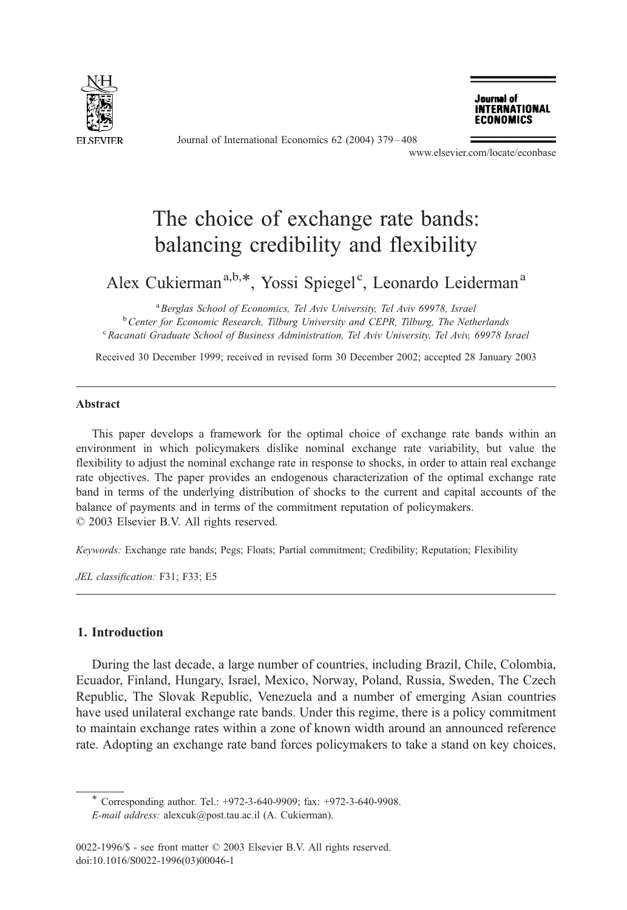# The choice of exchange rate bands: balancing credibility and flexibility

Alex Cukierman[a,b,*], Yossi Spiegel[c], Leonardo Leiderman[a]

[a] Berglas School of Economics, Tel Aviv University, Tel Aviv 69978, Israel

[b] Center for Economic Research, Tilburg University and CEPR, Tilburg, The Netherlands

[c] Racanati Graduate School of Business Administration, Tel Aviv University, Tel Aviv, 69978 Israel

Received 30 December 1999; received in revised form 30 December 2002; accepted 28 January 2003

## Abstract

This paper develops a framework for the optimal choice of exchange rate bands within an environment in which policymakers dislike nominal exchange rate variability, but value the flexibility to adjust the nominal exchange rate in response to shocks, in order to attain real exchange rate objectives. The paper provides an endogenous characterization of the optimal exchange rate band in terms of the underlying distribution of shocks to the current and capital accounts of the balance of payments and in terms of the commitment reputation of policymakers.

© 2003 Elsevier B.V. All rights reserved.

*Keywords:* Exchange rate bands; Pegs; Floats; Partial commitment; Credibility; Reputation; Flexibility

*JEL classification:* F31; F33; E5

## 1. Introduction

During the last decade, a large number of countries, including Brazil, Chile, Colombia, Ecuador, Finland, Hungary, Israel, Mexico, Norway, Poland, Russia, Sweden, The Czech Republic, The Slovak Republic, Venezuela and a number of emerging Asian countries have used unilateral exchange rate bands. Under this regime, there is a policy commitment to maintain exchange rates within a zone of known width around an announced reference rate. Adopting an exchange rate band forces policymakers to take a stand on key choices,

---

* Corresponding author. Tel.: +972-3-640-9909; fax: +972-3-640-9908.
*E-mail address:* alexcuk@post.tau.ac.il (A. Cukierman).

0022-1996/$ - see front matter © 2003 Elsevier B.V. All rights reserved.
doi:10.1016/S0022-1996(03)00046-1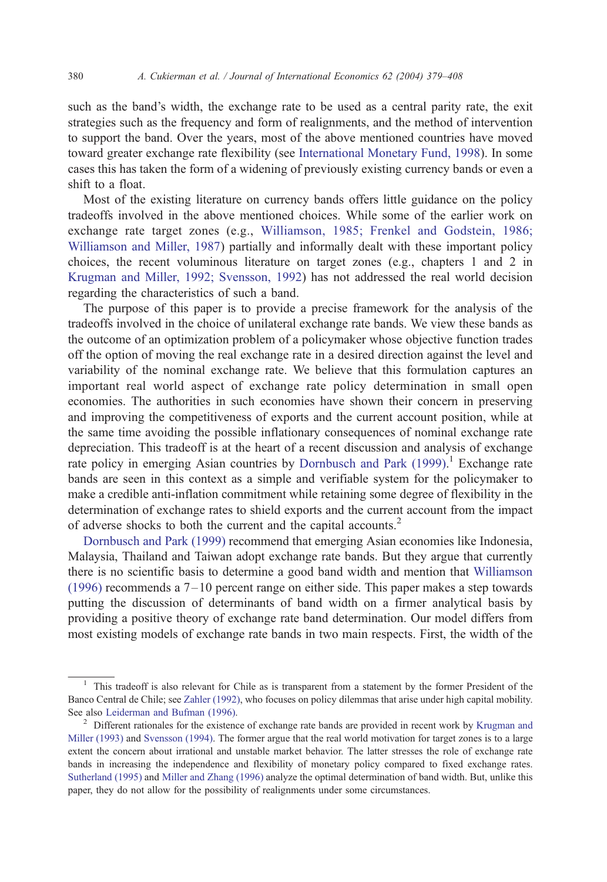such as the band's width, the exchange rate to be used as a central parity rate, the exit strategies such as the frequency and form of realignments, and the method of intervention to support the band. Over the years, most of the above mentioned countries have moved toward greater exchange rate flexibility (see International Monetary Fund, 1998). In some cases this has taken the form of a widening of previously existing currency bands or even a shift to a float.

Most of the existing literature on currency bands offers little guidance on the policy tradeoffs involved in the above mentioned choices. While some of the earlier work on exchange rate target zones (e.g., Williamson, 1985; Frenkel and Godstein, 1986; Williamson and Miller, 1987) partially and informally dealt with these important policy choices, the recent voluminous literature on target zones (e.g., chapters 1 and 2 in Krugman and Miller, 1992; Svensson, 1992) has not addressed the real world decision regarding the characteristics of such a band.

The purpose of this paper is to provide a precise framework for the analysis of the tradeoffs involved in the choice of unilateral exchange rate bands. We view these bands as the outcome of an optimization problem of a policymaker whose objective function trades off the option of moving the real exchange rate in a desired direction against the level and variability of the nominal exchange rate. We believe that this formulation captures an important real world aspect of exchange rate policy determination in small open economies. The authorities in such economies have shown their concern in preserving and improving the competitiveness of exports and the current account position, while at the same time avoiding the possible inflationary consequences of nominal exchange rate depreciation. This tradeoff is at the heart of a recent discussion and analysis of exchange rate policy in emerging Asian countries by Dornbusch and Park (1999).[1] Exchange rate bands are seen in this context as a simple and verifiable system for the policymaker to make a credible anti-inflation commitment while retaining some degree of flexibility in the determination of exchange rates to shield exports and the current account from the impact of adverse shocks to both the current and the capital accounts.[2]

Dornbusch and Park (1999) recommend that emerging Asian economies like Indonesia, Malaysia, Thailand and Taiwan adopt exchange rate bands. But they argue that currently there is no scientific basis to determine a good band width and mention that Williamson (1996) recommends a 7–10 percent range on either side. This paper makes a step towards putting the discussion of determinants of band width on a firmer analytical basis by providing a positive theory of exchange rate band determination. Our model differs from most existing models of exchange rate bands in two main respects. First, the width of the

---

[1] This tradeoff is also relevant for Chile as is transparent from a statement by the former President of the Banco Central de Chile; see Zahler (1992), who focuses on policy dilemmas that arise under high capital mobility. See also Leiderman and Bufman (1996).

[2] Different rationales for the existence of exchange rate bands are provided in recent work by Krugman and Miller (1993) and Svensson (1994). The former argue that the real world motivation for target zones is to a large extent the concern about irrational and unstable market behavior. The latter stresses the role of exchange rate bands in increasing the independence and flexibility of monetary policy compared to fixed exchange rates. Sutherland (1995) and Miller and Zhang (1996) analyze the optimal determination of band width. But, unlike this paper, they do not allow for the possibility of realignments under some circumstances.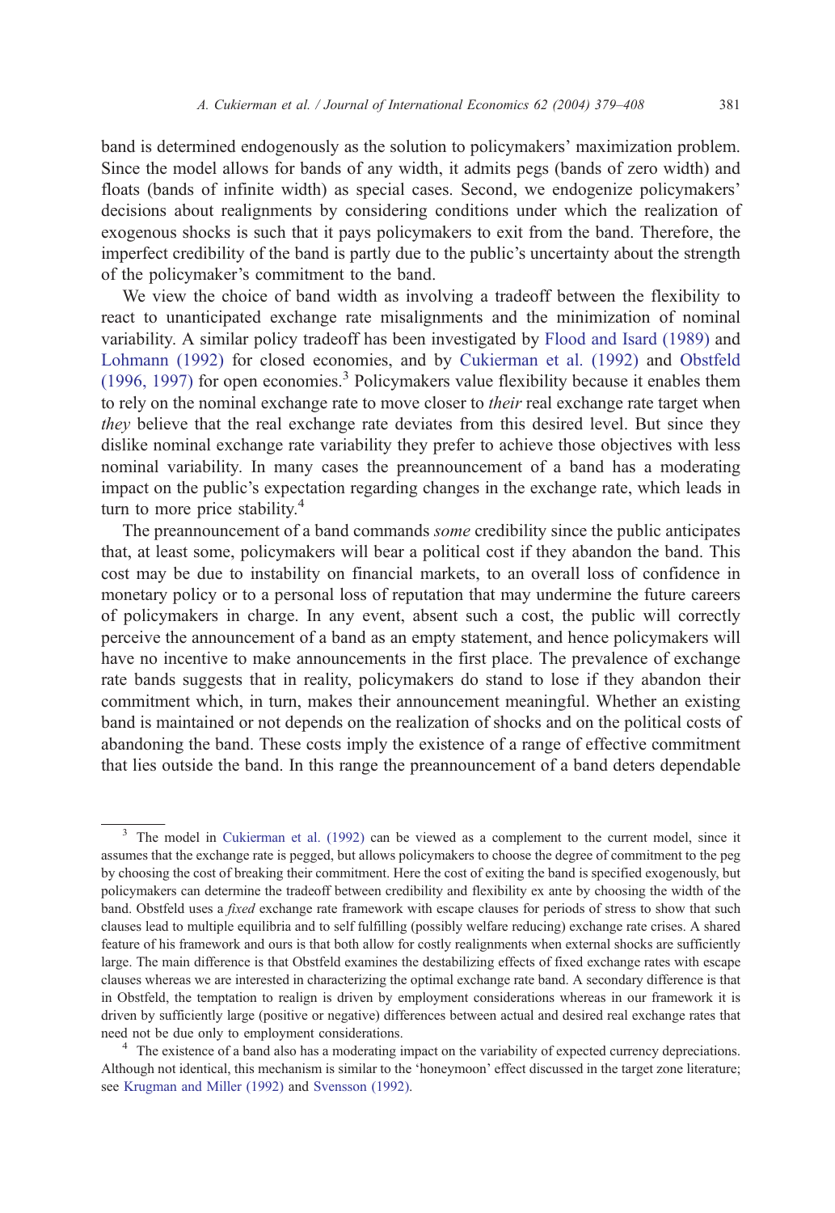band is determined endogenously as the solution to policymakers' maximization problem. Since the model allows for bands of any width, it admits pegs (bands of zero width) and floats (bands of infinite width) as special cases. Second, we endogenize policymakers' decisions about realignments by considering conditions under which the realization of exogenous shocks is such that it pays policymakers to exit from the band. Therefore, the imperfect credibility of the band is partly due to the public's uncertainty about the strength of the policymaker's commitment to the band.

We view the choice of band width as involving a tradeoff between the flexibility to react to unanticipated exchange rate misalignments and the minimization of nominal variability. A similar policy tradeoff has been investigated by Flood and Isard (1989) and Lohmann (1992) for closed economies, and by Cukierman et al. (1992) and Obstfeld (1996, 1997) for open economies.[3] Policymakers value flexibility because it enables them to rely on the nominal exchange rate to move closer to *their* real exchange rate target when *they* believe that the real exchange rate deviates from this desired level. But since they dislike nominal exchange rate variability they prefer to achieve those objectives with less nominal variability. In many cases the preannouncement of a band has a moderating impact on the public's expectation regarding changes in the exchange rate, which leads in turn to more price stability.[4]

The preannouncement of a band commands *some* credibility since the public anticipates that, at least some, policymakers will bear a political cost if they abandon the band. This cost may be due to instability on financial markets, to an overall loss of confidence in monetary policy or to a personal loss of reputation that may undermine the future careers of policymakers in charge. In any event, absent such a cost, the public will correctly perceive the announcement of a band as an empty statement, and hence policymakers will have no incentive to make announcements in the first place. The prevalence of exchange rate bands suggests that in reality, policymakers do stand to lose if they abandon their commitment which, in turn, makes their announcement meaningful. Whether an existing band is maintained or not depends on the realization of shocks and on the political costs of abandoning the band. These costs imply the existence of a range of effective commitment that lies outside the band. In this range the preannouncement of a band deters dependable

---

[3] The model in Cukierman et al. (1992) can be viewed as a complement to the current model, since it assumes that the exchange rate is pegged, but allows policymakers to choose the degree of commitment to the peg by choosing the cost of breaking their commitment. Here the cost of exiting the band is specified exogenously, but policymakers can determine the tradeoff between credibility and flexibility ex ante by choosing the width of the band. Obstfeld uses a *fixed* exchange rate framework with escape clauses for periods of stress to show that such clauses lead to multiple equilibria and to self fulfilling (possibly welfare reducing) exchange rate crises. A shared feature of his framework and ours is that both allow for costly realignments when external shocks are sufficiently large. The main difference is that Obstfeld examines the destabilizing effects of fixed exchange rates with escape clauses whereas we are interested in characterizing the optimal exchange rate band. A secondary difference is that in Obstfeld, the temptation to realign is driven by employment considerations whereas in our framework it is driven by sufficiently large (positive or negative) differences between actual and desired real exchange rates that need not be due only to employment considerations.

[4] The existence of a band also has a moderating impact on the variability of expected currency depreciations. Although not identical, this mechanism is similar to the 'honeymoon' effect discussed in the target zone literature; see Krugman and Miller (1992) and Svensson (1992).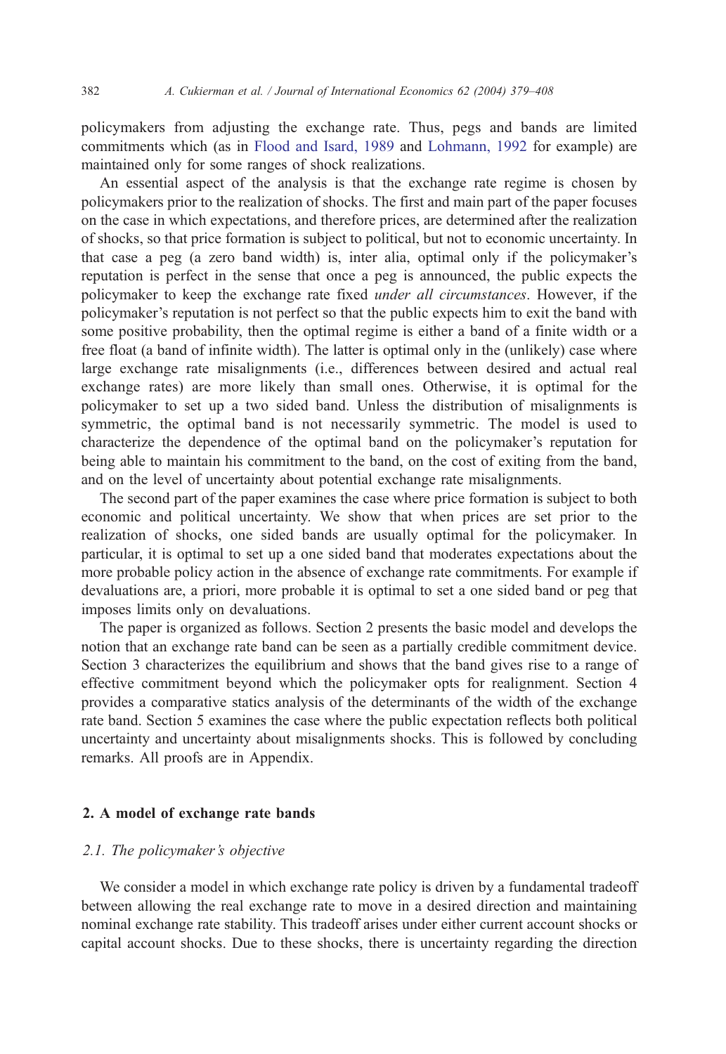policymakers from adjusting the exchange rate. Thus, pegs and bands are limited commitments which (as in Flood and Isard, 1989 and Lohmann, 1992 for example) are maintained only for some ranges of shock realizations.

An essential aspect of the analysis is that the exchange rate regime is chosen by policymakers prior to the realization of shocks. The first and main part of the paper focuses on the case in which expectations, and therefore prices, are determined after the realization of shocks, so that price formation is subject to political, but not to economic uncertainty. In that case a peg (a zero band width) is, inter alia, optimal only if the policymaker's reputation is perfect in the sense that once a peg is announced, the public expects the policymaker to keep the exchange rate fixed *under all circumstances*. However, if the policymaker's reputation is not perfect so that the public expects him to exit the band with some positive probability, then the optimal regime is either a band of a finite width or a free float (a band of infinite width). The latter is optimal only in the (unlikely) case where large exchange rate misalignments (i.e., differences between desired and actual real exchange rates) are more likely than small ones. Otherwise, it is optimal for the policymaker to set up a two sided band. Unless the distribution of misalignments is symmetric, the optimal band is not necessarily symmetric. The model is used to characterize the dependence of the optimal band on the policymaker's reputation for being able to maintain his commitment to the band, on the cost of exiting from the band, and on the level of uncertainty about potential exchange rate misalignments.

The second part of the paper examines the case where price formation is subject to both economic and political uncertainty. We show that when prices are set prior to the realization of shocks, one sided bands are usually optimal for the policymaker. In particular, it is optimal to set up a one sided band that moderates expectations about the more probable policy action in the absence of exchange rate commitments. For example if devaluations are, a priori, more probable it is optimal to set a one sided band or peg that imposes limits only on devaluations.

The paper is organized as follows. Section 2 presents the basic model and develops the notion that an exchange rate band can be seen as a partially credible commitment device. Section 3 characterizes the equilibrium and shows that the band gives rise to a range of effective commitment beyond which the policymaker opts for realignment. Section 4 provides a comparative statics analysis of the determinants of the width of the exchange rate band. Section 5 examines the case where the public expectation reflects both political uncertainty and uncertainty about misalignments shocks. This is followed by concluding remarks. All proofs are in Appendix.

## 2. A model of exchange rate bands

### 2.1. The policymaker's objective

We consider a model in which exchange rate policy is driven by a fundamental tradeoff between allowing the real exchange rate to move in a desired direction and maintaining nominal exchange rate stability. This tradeoff arises under either current account shocks or capital account shocks. Due to these shocks, there is uncertainty regarding the direction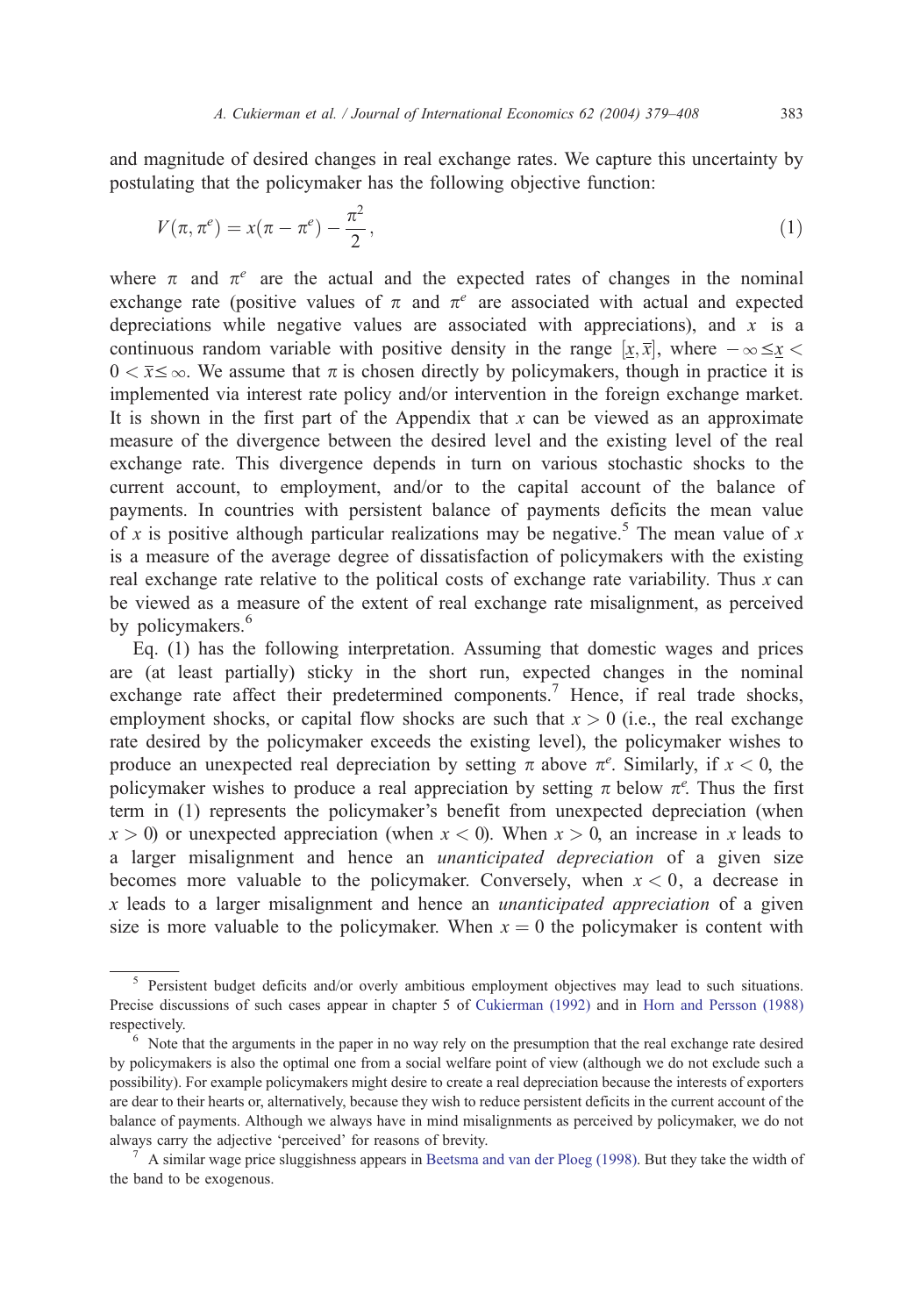and magnitude of desired changes in real exchange rates. We capture this uncertainty by postulating that the policymaker has the following objective function:

$$V(\pi, \pi^e) = x(\pi - \pi^e) - \frac{\pi^2}{2}, \tag{1}$$

where $\pi$ and $\pi^e$ are the actual and the expected rates of changes in the nominal exchange rate (positive values of $\pi$ and $\pi^e$ are associated with actual and expected depreciations while negative values are associated with appreciations), and $x$ is a continuous random variable with positive density in the range $[\underline{x}, \overline{x}]$, where $-\infty \leq \underline{x} < 0 < \overline{x} \leq \infty$. We assume that $\pi$ is chosen directly by policymakers, though in practice it is implemented via interest rate policy and/or intervention in the foreign exchange market. It is shown in the first part of the Appendix that $x$ can be viewed as an approximate measure of the divergence between the desired level and the existing level of the real exchange rate. This divergence depends in turn on various stochastic shocks to the current account, to employment, and/or to the capital account of the balance of payments. In countries with persistent balance of payments deficits the mean value of $x$ is positive although particular realizations may be negative.[5] The mean value of $x$ is a measure of the average degree of dissatisfaction of policymakers with the existing real exchange rate relative to the political costs of exchange rate variability. Thus $x$ can be viewed as a measure of the extent of real exchange rate misalignment, as perceived by policymakers.[6]

Eq. (1) has the following interpretation. Assuming that domestic wages and prices are (at least partially) sticky in the short run, expected changes in the nominal exchange rate affect their predetermined components.[7] Hence, if real trade shocks, employment shocks, or capital flow shocks are such that $x > 0$ (i.e., the real exchange rate desired by the policymaker exceeds the existing level), the policymaker wishes to produce an unexpected real depreciation by setting $\pi$ above $\pi^e$. Similarly, if $x < 0$, the policymaker wishes to produce a real appreciation by setting $\pi$ below $\pi^e$. Thus the first term in (1) represents the policymaker's benefit from unexpected depreciation (when $x > 0$) or unexpected appreciation (when $x < 0$). When $x > 0$, an increase in $x$ leads to a larger misalignment and hence an *unanticipated depreciation* of a given size becomes more valuable to the policymaker. Conversely, when $x < 0$, a decrease in $x$ leads to a larger misalignment and hence an *unanticipated appreciation* of a given size is more valuable to the policymaker. When $x = 0$ the policymaker is content with

[5] Persistent budget deficits and/or overly ambitious employment objectives may lead to such situations. Precise discussions of such cases appear in chapter 5 of Cukierman (1992) and in Horn and Persson (1988) respectively.

[6] Note that the arguments in the paper in no way rely on the presumption that the real exchange rate desired by policymakers is also the optimal one from a social welfare point of view (although we do not exclude such a possibility). For example policymakers might desire to create a real depreciation because the interests of exporters are dear to their hearts or, alternatively, because they wish to reduce persistent deficits in the current account of the balance of payments. Although we always have in mind misalignments as perceived by policymaker, we do not always carry the adjective 'perceived' for reasons of brevity.

[7] A similar wage price sluggishness appears in Beetsma and van der Ploeg (1998). But they take the width of the band to be exogenous.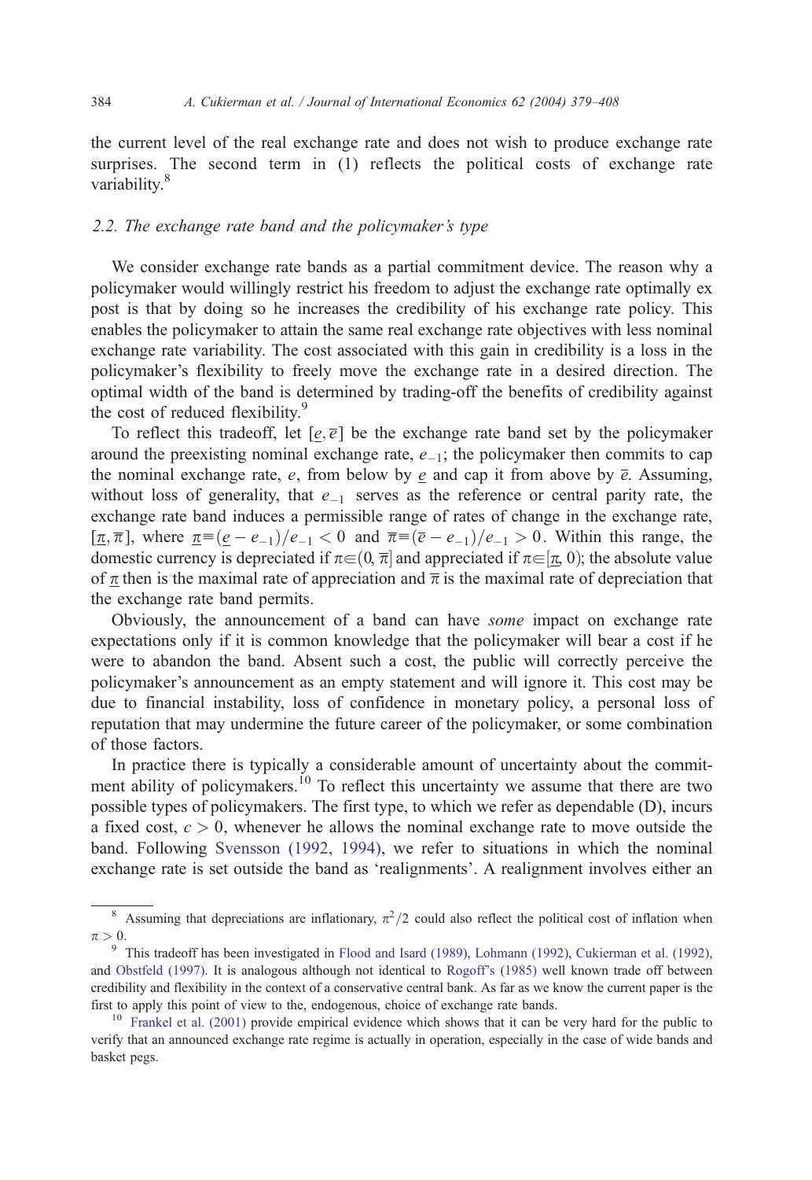the current level of the real exchange rate and does not wish to produce exchange rate surprises. The second term in (1) reflects the political costs of exchange rate variability.[8]

### 2.2. The exchange rate band and the policymaker's type

We consider exchange rate bands as a partial commitment device. The reason why a policymaker would willingly restrict his freedom to adjust the exchange rate optimally ex post is that by doing so he increases the credibility of his exchange rate policy. This enables the policymaker to attain the same real exchange rate objectives with less nominal exchange rate variability. The cost associated with this gain in credibility is a loss in the policymaker's flexibility to freely move the exchange rate in a desired direction. The optimal width of the band is determined by trading-off the benefits of credibility against the cost of reduced flexibility.[9]

To reflect this tradeoff, let $[\underline{e}, \overline{e}]$ be the exchange rate band set by the policymaker around the preexisting nominal exchange rate, $e_{-1}$; the policymaker then commits to cap the nominal exchange rate, $e$, from below by $\underline{e}$ and cap it from above by $\overline{e}$. Assuming, without loss of generality, that $e_{-1}$ serves as the reference or central parity rate, the exchange rate band induces a permissible range of rates of change in the exchange rate, $[\underline{\pi}, \overline{\pi}]$, where $\underline{\pi} \equiv (\underline{e} - e_{-1})/e_{-1} < 0$ and $\overline{\pi} \equiv (\overline{e} - e_{-1})/e_{-1} > 0$. Within this range, the domestic currency is depreciated if $\pi \in (0, \overline{\pi}]$ and appreciated if $\pi \in [\underline{\pi}, 0)$; the absolute value of $\underline{\pi}$ then is the maximal rate of appreciation and $\overline{\pi}$ is the maximal rate of depreciation that the exchange rate band permits.

Obviously, the announcement of a band can have *some* impact on exchange rate expectations only if it is common knowledge that the policymaker will bear a cost if he were to abandon the band. Absent such a cost, the public will correctly perceive the policymaker's announcement as an empty statement and will ignore it. This cost may be due to financial instability, loss of confidence in monetary policy, a personal loss of reputation that may undermine the future career of the policymaker, or some combination of those factors.

In practice there is typically a considerable amount of uncertainty about the commitment ability of policymakers.[10] To reflect this uncertainty we assume that there are two possible types of policymakers. The first type, to which we refer as dependable (D), incurs a fixed cost, $c > 0$, whenever he allows the nominal exchange rate to move outside the band. Following Svensson (1992, 1994), we refer to situations in which the nominal exchange rate is set outside the band as 'realignments'. A realignment involves either an

---

[8] Assuming that depreciations are inflationary, $\pi^2/2$ could also reflect the political cost of inflation when $\pi > 0$.

[9] This tradeoff has been investigated in Flood and Isard (1989), Lohmann (1992), Cukierman et al. (1992), and Obstfeld (1997). It is analogous although not identical to Rogoff's (1985) well known trade off between credibility and flexibility in the context of a conservative central bank. As far as we know the current paper is the first to apply this point of view to the, endogenous, choice of exchange rate bands.

[10] Frankel et al. (2001) provide empirical evidence which shows that it can be very hard for the public to verify that an announced exchange rate regime is actually in operation, especially in the case of wide bands and basket pegs.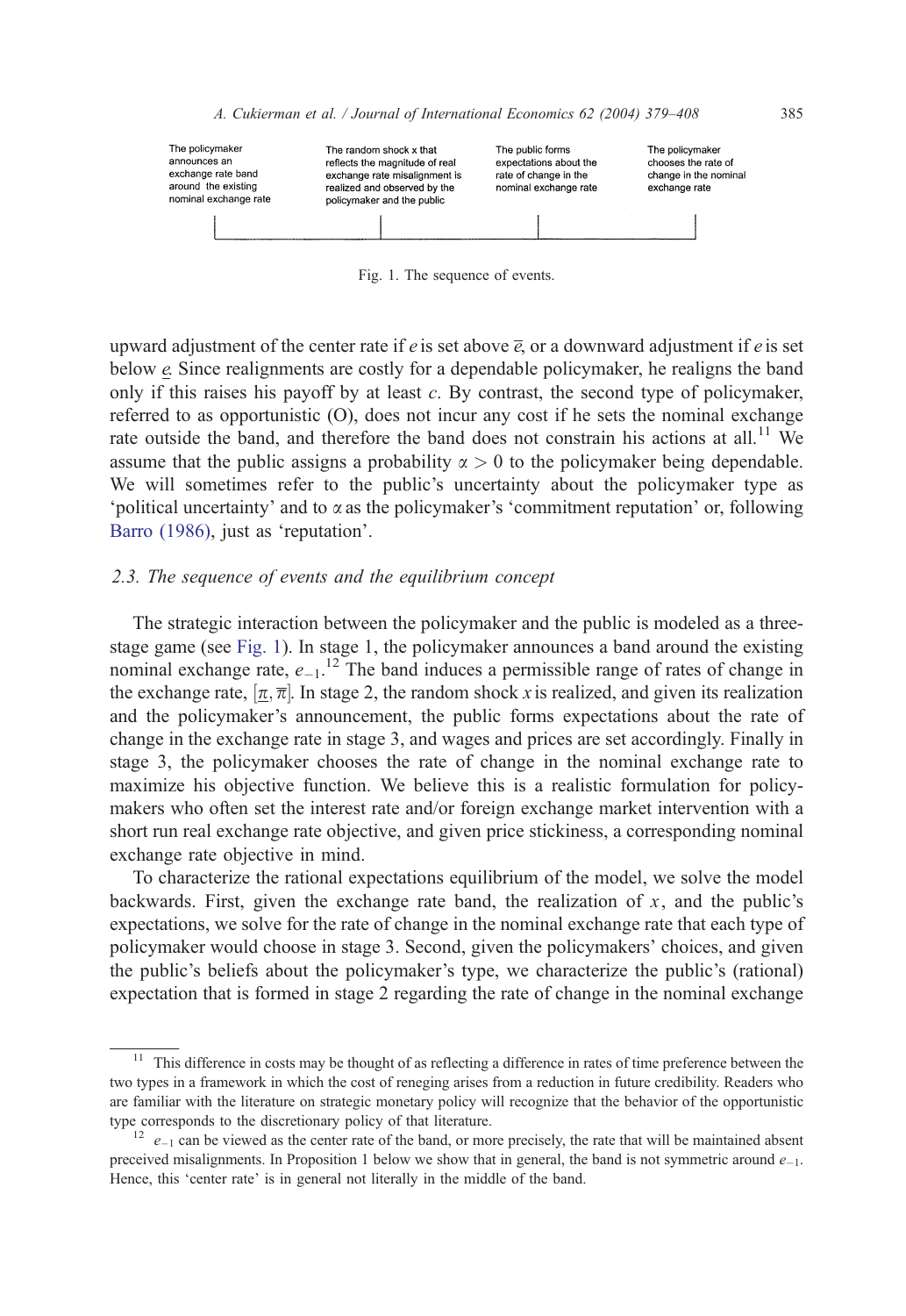The policymaker announces an exchange rate band around the existing nominal exchange rate | The random shock x that reflects the magnitude of real exchange rate misalignment is realized and observed by the policymaker and the public | The public forms expectations about the rate of change in the nominal exchange rate | The policymaker chooses the rate of change in the nominal exchange rate

Fig. 1. The sequence of events.

upward adjustment of the center rate if $e$ is set above $\overline{e}$, or a downward adjustment if $e$ is set below $\underline{e}$. Since realignments are costly for a dependable policymaker, he realigns the band only if this raises his payoff by at least $c$. By contrast, the second type of policymaker, referred to as opportunistic (O), does not incur any cost if he sets the nominal exchange rate outside the band, and therefore the band does not constrain his actions at all.[11] We assume that the public assigns a probability $\alpha > 0$ to the policymaker being dependable. We will sometimes refer to the public's uncertainty about the policymaker type as 'political uncertainty' and to $\alpha$ as the policymaker's 'commitment reputation' or, following Barro (1986), just as 'reputation'.

### 2.3. The sequence of events and the equilibrium concept

The strategic interaction between the policymaker and the public is modeled as a three-stage game (see Fig. 1). In stage 1, the policymaker announces a band around the existing nominal exchange rate, $e_{-1}$.[12] The band induces a permissible range of rates of change in the exchange rate, $[\underline{\pi}, \overline{\pi}]$. In stage 2, the random shock $x$ is realized, and given its realization and the policymaker's announcement, the public forms expectations about the rate of change in the exchange rate in stage 3, and wages and prices are set accordingly. Finally in stage 3, the policymaker chooses the rate of change in the nominal exchange rate to maximize his objective function. We believe this is a realistic formulation for policymakers who often set the interest rate and/or foreign exchange market intervention with a short run real exchange rate objective, and given price stickiness, a corresponding nominal exchange rate objective in mind.

To characterize the rational expectations equilibrium of the model, we solve the model backwards. First, given the exchange rate band, the realization of $x$, and the public's expectations, we solve for the rate of change in the nominal exchange rate that each type of policymaker would choose in stage 3. Second, given the policymakers' choices, and given the public's beliefs about the policymaker's type, we characterize the public's (rational) expectation that is formed in stage 2 regarding the rate of change in the nominal exchange

[11] This difference in costs may be thought of as reflecting a difference in rates of time preference between the two types in a framework in which the cost of reneging arises from a reduction in future credibility. Readers who are familiar with the literature on strategic monetary policy will recognize that the behavior of the opportunistic type corresponds to the discretionary policy of that literature.

[12] $e_{-1}$ can be viewed as the center rate of the band, or more precisely, the rate that will be maintained absent preceived misalignments. In Proposition 1 below we show that in general, the band is not symmetric around $e_{-1}$. Hence, this 'center rate' is in general not literally in the middle of the band.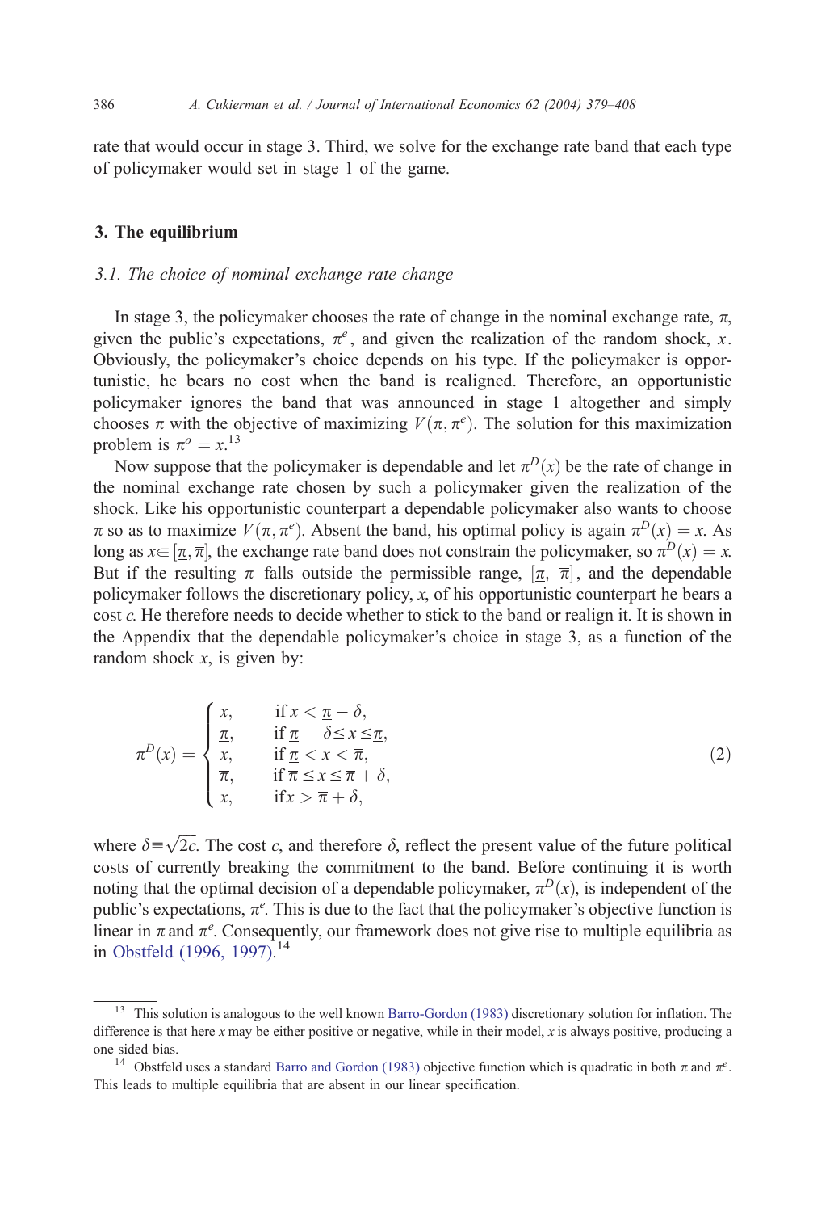rate that would occur in stage 3. Third, we solve for the exchange rate band that each type of policymaker would set in stage 1 of the game.

## 3. The equilibrium

### 3.1. The choice of nominal exchange rate change

In stage 3, the policymaker chooses the rate of change in the nominal exchange rate, $\pi$, given the public's expectations, $\pi^e$, and given the realization of the random shock, $x$. Obviously, the policymaker's choice depends on his type. If the policymaker is opportunistic, he bears no cost when the band is realigned. Therefore, an opportunistic policymaker ignores the band that was announced in stage 1 altogether and simply chooses $\pi$ with the objective of maximizing $V(\pi, \pi^e)$. The solution for this maximization problem is $\pi^o = x$.[13]

Now suppose that the policymaker is dependable and let $\pi^D(x)$ be the rate of change in the nominal exchange rate chosen by such a policymaker given the realization of the shock. Like his opportunistic counterpart a dependable policymaker also wants to choose $\pi$ so as to maximize $V(\pi, \pi^e)$. Absent the band, his optimal policy is again $\pi^D(x) = x$. As long as $x \in [\underline{\pi}, \overline{\pi}]$, the exchange rate band does not constrain the policymaker, so $\pi^D(x) = x$. But if the resulting $\pi$ falls outside the permissible range, $[\underline{\pi}, \overline{\pi}]$, and the dependable policymaker follows the discretionary policy, $x$, of his opportunistic counterpart he bears a cost $c$. He therefore needs to decide whether to stick to the band or realign it. It is shown in the Appendix that the dependable policymaker's choice in stage 3, as a function of the random shock $x$, is given by:

$$\pi^D(x) = \begin{cases} x, & \text{if } x < \underline{\pi} - \delta, \\ \underline{\pi}, & \text{if } \underline{\pi} - \delta \leq x \leq \underline{\pi}, \\ x, & \text{if } \underline{\pi} < x < \overline{\pi}, \\ \overline{\pi}, & \text{if } \overline{\pi} \leq x \leq \overline{\pi} + \delta, \\ x, & \text{if } x > \overline{\pi} + \delta, \end{cases} \tag{2}$$

where $\delta \equiv \sqrt{2c}$. The cost $c$, and therefore $\delta$, reflect the present value of the future political costs of currently breaking the commitment to the band. Before continuing it is worth noting that the optimal decision of a dependable policymaker, $\pi^D(x)$, is independent of the public's expectations, $\pi^e$. This is due to the fact that the policymaker's objective function is linear in $\pi$ and $\pi^e$. Consequently, our framework does not give rise to multiple equilibria as in Obstfeld (1996, 1997).[14]

[13] This solution is analogous to the well known Barro-Gordon (1983) discretionary solution for inflation. The difference is that here $x$ may be either positive or negative, while in their model, $x$ is always positive, producing a one sided bias.

[14] Obstfeld uses a standard Barro and Gordon (1983) objective function which is quadratic in both $\pi$ and $\pi^e$. This leads to multiple equilibria that are absent in our linear specification.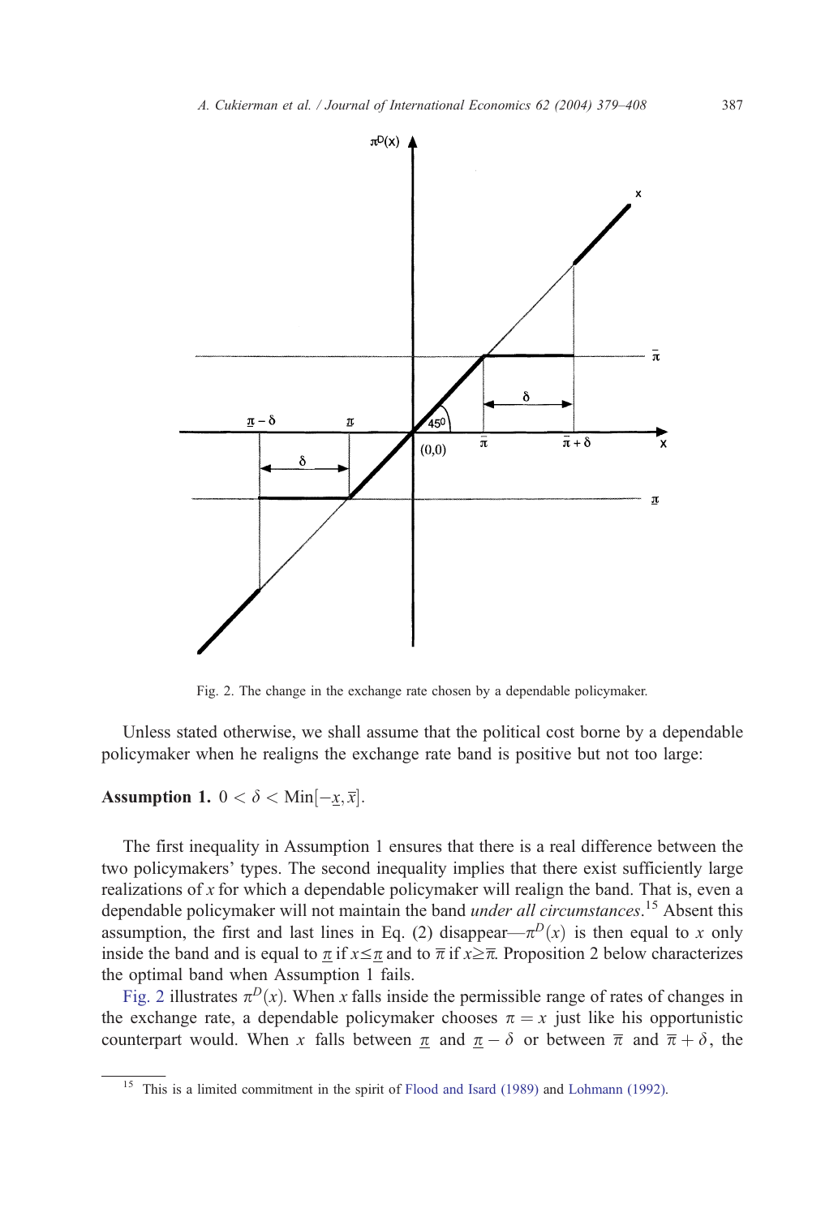Fig. 2. The change in the exchange rate chosen by a dependable policymaker.

Unless stated otherwise, we shall assume that the political cost borne by a dependable policymaker when he realigns the exchange rate band is positive but not too large:

**Assumption 1.** $0 < \delta < \mathrm{Min}[-\underline{x}, \overline{x}]$.

The first inequality in Assumption 1 ensures that there is a real difference between the two policymakers' types. The second inequality implies that there exist sufficiently large realizations of $x$ for which a dependable policymaker will realign the band. That is, even a dependable policymaker will not maintain the band *under all circumstances*.[15] Absent this assumption, the first and last lines in Eq. (2) disappear—$\pi^D(x)$ is then equal to $x$ only inside the band and is equal to $\underline{\pi}$ if $x \leq \underline{\pi}$ and to $\overline{\pi}$ if $x \geq \overline{\pi}$. Proposition 2 below characterizes the optimal band when Assumption 1 fails.

Fig. 2 illustrates $\pi^D(x)$. When $x$ falls inside the permissible range of rates of changes in the exchange rate, a dependable policymaker chooses $\pi = x$ just like his opportunistic counterpart would. When $x$ falls between $\underline{\pi}$ and $\underline{\pi} - \delta$ or between $\overline{\pi}$ and $\overline{\pi} + \delta$, the

[15] This is a limited commitment in the spirit of Flood and Isard (1989) and Lohmann (1992).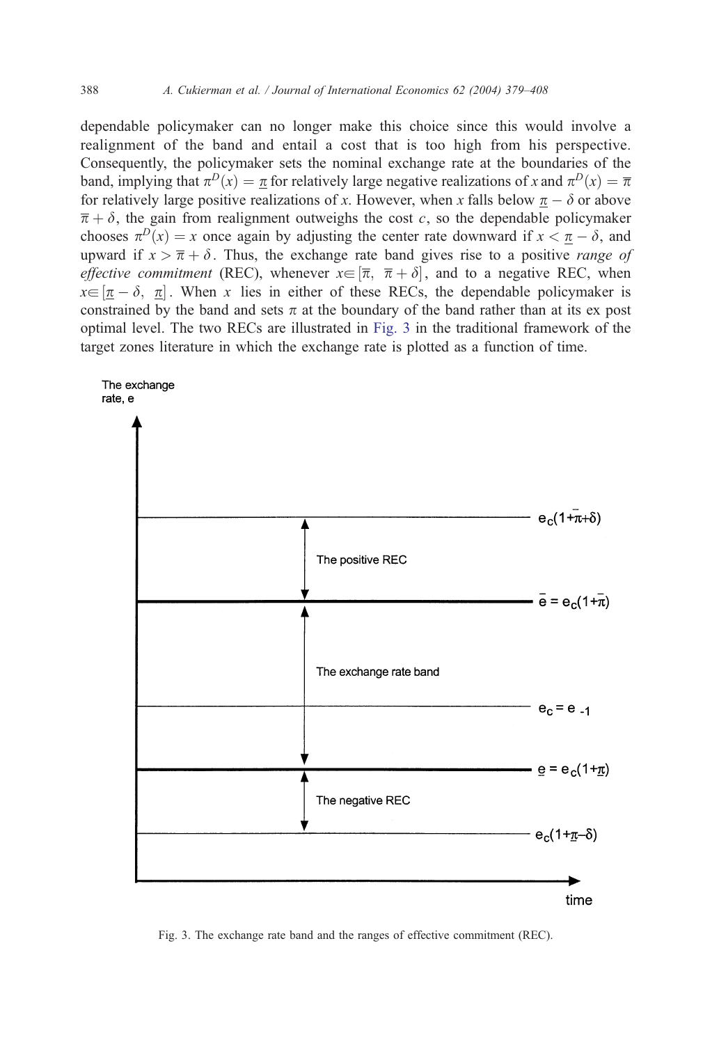dependable policymaker can no longer make this choice since this would involve a realignment of the band and entail a cost that is too high from his perspective. Consequently, the policymaker sets the nominal exchange rate at the boundaries of the band, implying that $\pi^D(x) = \underline{\pi}$ for relatively large negative realizations of $x$ and $\pi^D(x) = \overline{\pi}$ for relatively large positive realizations of $x$. However, when $x$ falls below $\underline{\pi} - \delta$ or above $\overline{\pi} + \delta$, the gain from realignment outweighs the cost $c$, so the dependable policymaker chooses $\pi^D(x) = x$ once again by adjusting the center rate downward if $x < \underline{\pi} - \delta$, and upward if $x > \overline{\pi} + \delta$. Thus, the exchange rate band gives rise to a positive *range of effective commitment* (REC), whenever $x \in [\overline{\pi},\ \overline{\pi} + \delta]$, and to a negative REC, when $x \in [\underline{\pi} - \delta,\ \underline{\pi}]$. When $x$ lies in either of these RECs, the dependable policymaker is constrained by the band and sets $\pi$ at the boundary of the band rather than at its ex post optimal level. The two RECs are illustrated in Fig. 3 in the traditional framework of the target zones literature in which the exchange rate is plotted as a function of time.

The exchange rate, e

$e_c(1+\overline{\pi}+\delta)$

The positive REC

$\overline{e} = e_c(1+\overline{\pi})$

The exchange rate band

$e_c = e_{-1}$

$\underline{e} = e_c(1+\underline{\pi})$

The negative REC

$e_c(1+\underline{\pi}-\delta)$

time

Fig. 3. The exchange rate band and the ranges of effective commitment (REC).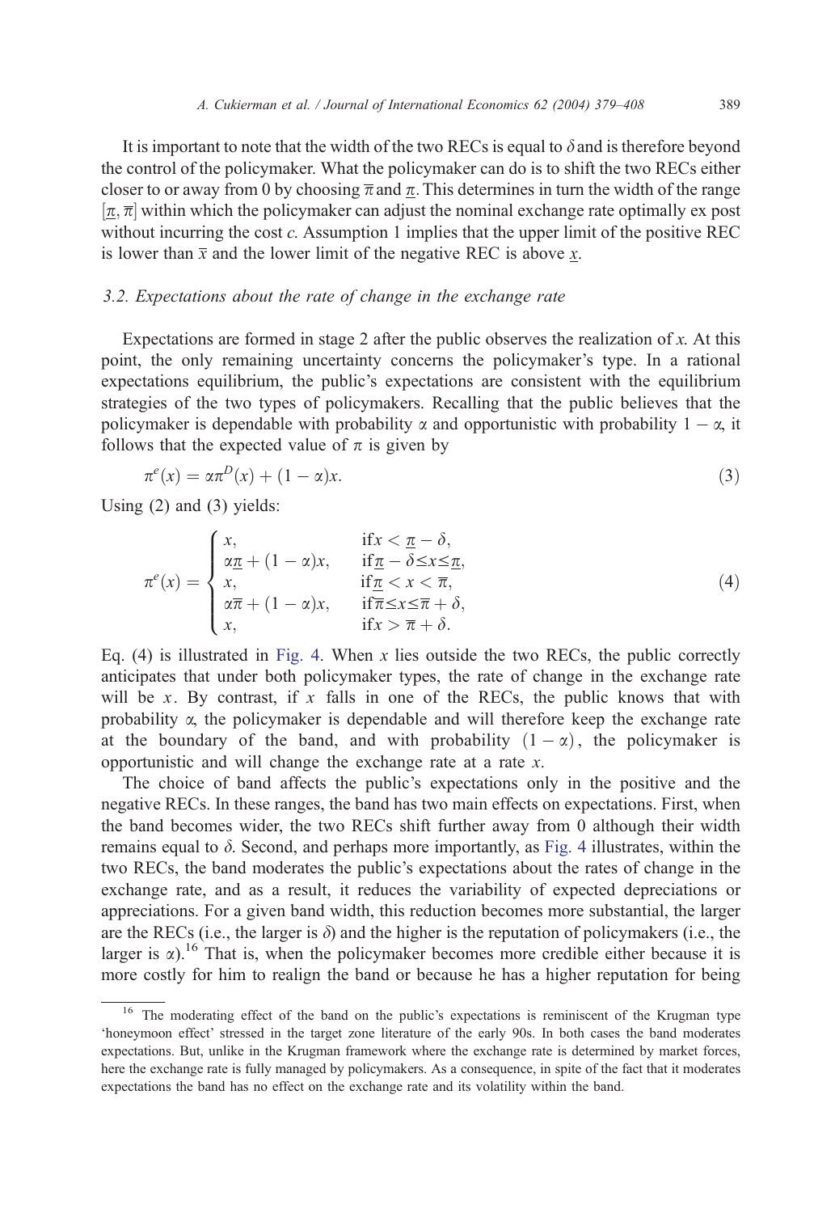It is important to note that the width of the two RECs is equal to $\delta$ and is therefore beyond the control of the policymaker. What the policymaker can do is to shift the two RECs either closer to or away from 0 by choosing $\overline{\pi}$ and $\underline{\pi}$. This determines in turn the width of the range $[\underline{\pi}, \overline{\pi}]$ within which the policymaker can adjust the nominal exchange rate optimally ex post without incurring the cost $c$. Assumption 1 implies that the upper limit of the positive REC is lower than $\overline{x}$ and the lower limit of the negative REC is above $\underline{x}$.

### 3.2. Expectations about the rate of change in the exchange rate

Expectations are formed in stage 2 after the public observes the realization of $x$. At this point, the only remaining uncertainty concerns the policymaker's type. In a rational expectations equilibrium, the public's expectations are consistent with the equilibrium strategies of the two types of policymakers. Recalling that the public believes that the policymaker is dependable with probability $\alpha$ and opportunistic with probability $1-\alpha$, it follows that the expected value of $\pi$ is given by

$$\pi^e(x) = \alpha\pi^D(x) + (1-\alpha)x. \tag{3}$$

Using (2) and (3) yields:

$$\pi^e(x) = \begin{cases} x, & \text{if } x < \underline{\pi} - \delta, \\ \alpha\underline{\pi} + (1-\alpha)x, & \text{if } \underline{\pi} - \delta \leq x \leq \underline{\pi}, \\ x, & \text{if } \underline{\pi} < x < \overline{\pi}, \\ \alpha\overline{\pi} + (1-\alpha)x, & \text{if } \overline{\pi} \leq x \leq \overline{\pi} + \delta, \\ x, & \text{if } x > \overline{\pi} + \delta. \end{cases} \tag{4}$$

Eq. (4) is illustrated in Fig. 4. When $x$ lies outside the two RECs, the public correctly anticipates that under both policymaker types, the rate of change in the exchange rate will be $x$. By contrast, if $x$ falls in one of the RECs, the public knows that with probability $\alpha$, the policymaker is dependable and will therefore keep the exchange rate at the boundary of the band, and with probability $(1-\alpha)$, the policymaker is opportunistic and will change the exchange rate at a rate $x$.

The choice of band affects the public's expectations only in the positive and the negative RECs. In these ranges, the band has two main effects on expectations. First, when the band becomes wider, the two RECs shift further away from 0 although their width remains equal to $\delta$. Second, and perhaps more importantly, as Fig. 4 illustrates, within the two RECs, the band moderates the public's expectations about the rates of change in the exchange rate, and as a result, it reduces the variability of expected depreciations or appreciations. For a given band width, this reduction becomes more substantial, the larger are the RECs (i.e., the larger is $\delta$) and the higher is the reputation of policymakers (i.e., the larger is $\alpha$).[16] That is, when the policymaker becomes more credible either because it is more costly for him to realign the band or because he has a higher reputation for being

---

[16] The moderating effect of the band on the public's expectations is reminiscent of the Krugman type 'honeymoon effect' stressed in the target zone literature of the early 90s. In both cases the band moderates expectations. But, unlike in the Krugman framework where the exchange rate is determined by market forces, here the exchange rate is fully managed by policymakers. As a consequence, in spite of the fact that it moderates expectations the band has no effect on the exchange rate and its volatility within the band.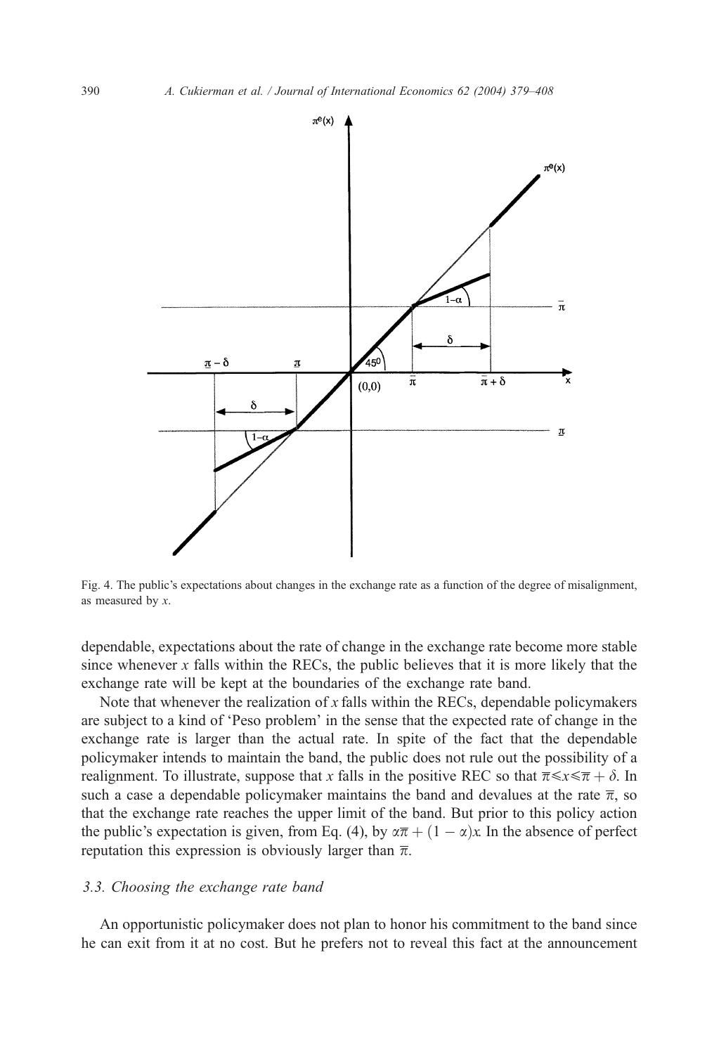Fig. 4. The public's expectations about changes in the exchange rate as a function of the degree of misalignment, as measured by $x$.

dependable, expectations about the rate of change in the exchange rate become more stable since whenever $x$ falls within the RECs, the public believes that it is more likely that the exchange rate will be kept at the boundaries of the exchange rate band.

Note that whenever the realization of $x$ falls within the RECs, dependable policymakers are subject to a kind of 'Peso problem' in the sense that the expected rate of change in the exchange rate is larger than the actual rate. In spite of the fact that the dependable policymaker intends to maintain the band, the public does not rule out the possibility of a realignment. To illustrate, suppose that $x$ falls in the positive REC so that $\overline{\pi} \leqslant x \leqslant \overline{\pi} + \delta$. In such a case a dependable policymaker maintains the band and devalues at the rate $\overline{\pi}$, so that the exchange rate reaches the upper limit of the band. But prior to this policy action the public's expectation is given, from Eq. (4), by $\alpha\overline{\pi} + (1 - \alpha)x$. In the absence of perfect reputation this expression is obviously larger than $\overline{\pi}$.

### 3.3. Choosing the exchange rate band

An opportunistic policymaker does not plan to honor his commitment to the band since he can exit from it at no cost. But he prefers not to reveal this fact at the announcement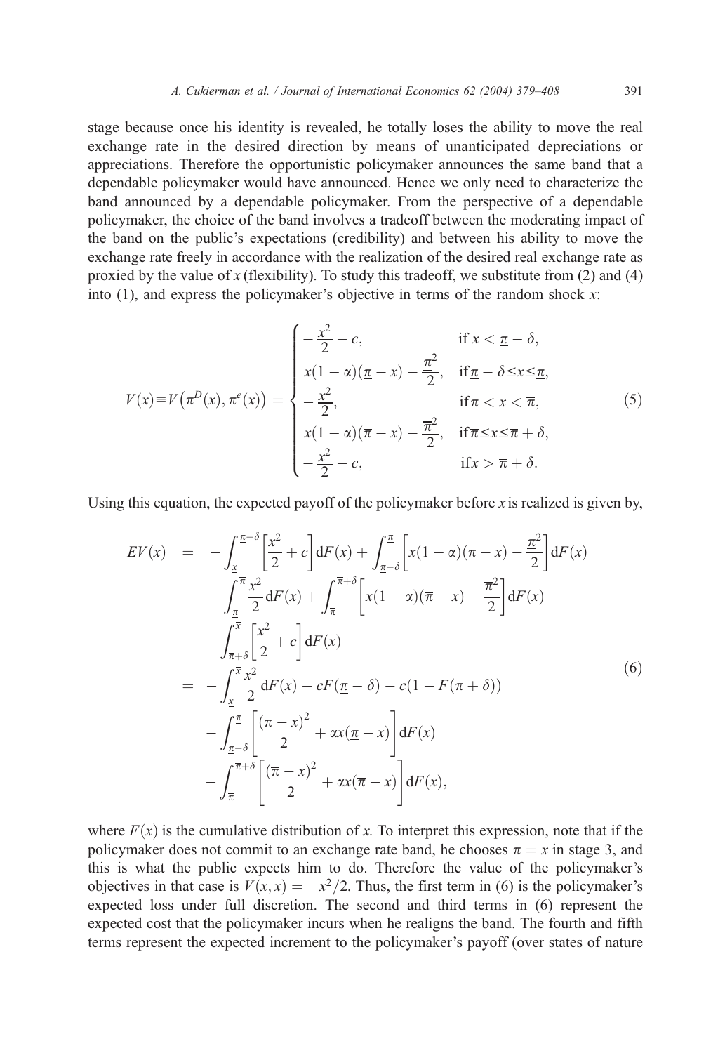stage because once his identity is revealed, he totally loses the ability to move the real exchange rate in the desired direction by means of unanticipated depreciations or appreciations. Therefore the opportunistic policymaker announces the same band that a dependable policymaker would have announced. Hence we only need to characterize the band announced by a dependable policymaker. From the perspective of a dependable policymaker, the choice of the band involves a tradeoff between the moderating impact of the band on the public's expectations (credibility) and between his ability to move the exchange rate freely in accordance with the realization of the desired real exchange rate as proxied by the value of $x$ (flexibility). To study this tradeoff, we substitute from (2) and (4) into (1), and express the policymaker's objective in terms of the random shock $x$:

$$V(x) \equiv V\left(\pi^D(x), \pi^e(x)\right) = \begin{cases} -\dfrac{x^2}{2} - c, & \text{if } x < \underline{\pi} - \delta, \\ x(1-\alpha)(\underline{\pi} - x) - \dfrac{\underline{\pi}^2}{2}, & \text{if } \underline{\pi} - \delta \le x \le \underline{\pi}, \\ -\dfrac{x^2}{2}, & \text{if } \underline{\pi} < x < \overline{\pi}, \\ x(1-\alpha)(\overline{\pi} - x) - \dfrac{\overline{\pi}^2}{2}, & \text{if } \overline{\pi} \le x \le \overline{\pi} + \delta, \\ -\dfrac{x^2}{2} - c, & \text{if } x > \overline{\pi} + \delta. \end{cases} \tag{5}$$

Using this equation, the expected payoff of the policymaker before $x$ is realized is given by,

$$\begin{aligned} EV(x) &= -\int_{\underline{x}}^{\underline{\pi}-\delta} \left[\frac{x^2}{2} + c\right] \mathrm{d}F(x) + \int_{\underline{\pi}-\delta}^{\underline{\pi}} \left[x(1-\alpha)(\underline{\pi} - x) - \frac{\underline{\pi}^2}{2}\right] \mathrm{d}F(x) \\ &\quad - \int_{\underline{\pi}}^{\overline{\pi}} \frac{x^2}{2} \mathrm{d}F(x) + \int_{\overline{\pi}}^{\overline{\pi}+\delta} \left[x(1-\alpha)(\overline{\pi} - x) - \frac{\overline{\pi}^2}{2}\right] \mathrm{d}F(x) \\ &\quad - \int_{\overline{\pi}+\delta}^{\overline{x}} \left[\frac{x^2}{2} + c\right] \mathrm{d}F(x) \\ &= -\int_{\underline{x}}^{\overline{x}} \frac{x^2}{2} \mathrm{d}F(x) - cF(\underline{\pi} - \delta) - c(1 - F(\overline{\pi} + \delta)) \\ &\quad - \int_{\underline{\pi}-\delta}^{\underline{\pi}} \left[\frac{(\underline{\pi} - x)^2}{2} + \alpha x(\underline{\pi} - x)\right] \mathrm{d}F(x) \\ &\quad - \int_{\overline{\pi}}^{\overline{\pi}+\delta} \left[\frac{(\overline{\pi} - x)^2}{2} + \alpha x(\overline{\pi} - x)\right] \mathrm{d}F(x), \end{aligned} \tag{6}$$

where $F(x)$ is the cumulative distribution of $x$. To interpret this expression, note that if the policymaker does not commit to an exchange rate band, he chooses $\pi = x$ in stage 3, and this is what the public expects him to do. Therefore the value of the policymaker's objectives in that case is $V(x, x) = -x^2/2$. Thus, the first term in (6) is the policymaker's expected loss under full discretion. The second and third terms in (6) represent the expected cost that the policymaker incurs when he realigns the band. The fourth and fifth terms represent the expected increment to the policymaker's payoff (over states of nature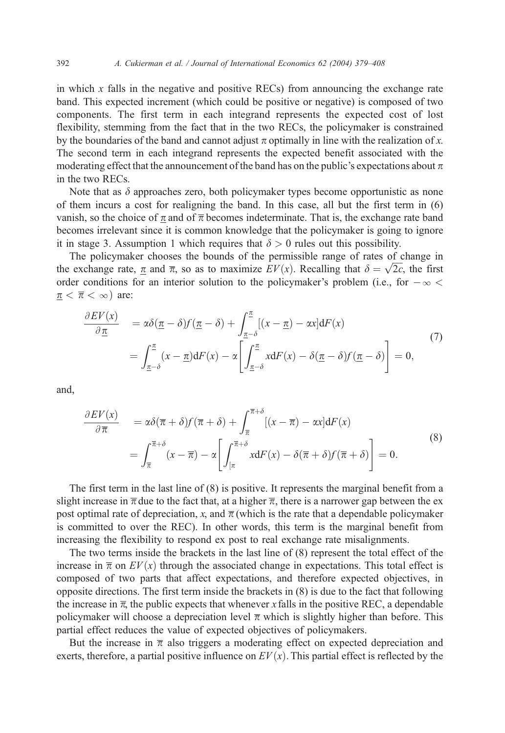in which $x$ falls in the negative and positive RECs) from announcing the exchange rate band. This expected increment (which could be positive or negative) is composed of two components. The first term in each integrand represents the expected cost of lost flexibility, stemming from the fact that in the two RECs, the policymaker is constrained by the boundaries of the band and cannot adjust $\pi$ optimally in line with the realization of $x$. The second term in each integrand represents the expected benefit associated with the moderating effect that the announcement of the band has on the public's expectations about $\pi$ in the two RECs.

Note that as $\delta$ approaches zero, both policymaker types become opportunistic as none of them incurs a cost for realigning the band. In this case, all but the first term in (6) vanish, so the choice of $\underline{\pi}$ and of $\overline{\pi}$ becomes indeterminate. That is, the exchange rate band becomes irrelevant since it is common knowledge that the policymaker is going to ignore it in stage 3. Assumption 1 which requires that $\delta > 0$ rules out this possibility.

The policymaker chooses the bounds of the permissible range of rates of change in the exchange rate, $\underline{\pi}$ and $\overline{\pi}$, so as to maximize $EV(x)$. Recalling that $\delta = \sqrt{2c}$, the first order conditions for an interior solution to the policymaker's problem (i.e., for $-\infty < \underline{\pi} < \overline{\pi} < \infty$) are:

$$
\begin{aligned}
\frac{\partial EV(x)}{\partial \underline{\pi}} &= \alpha\delta(\underline{\pi}-\delta)f(\underline{\pi}-\delta) + \int_{\underline{\pi}-\delta}^{\pi} [(x-\underline{\pi}) - \alpha x]\mathrm{d}F(x) \\
&= \int_{\underline{\pi}-\delta}^{\pi} (x-\underline{\pi})\mathrm{d}F(x) - \alpha\left[\int_{\underline{\pi}-\delta}^{\pi} x\mathrm{d}F(x) - \delta(\underline{\pi}-\delta)f(\underline{\pi}-\delta)\right] = 0,
\end{aligned}
\tag{7}
$$

and,

$$
\begin{aligned}
\frac{\partial EV(x)}{\partial \overline{\pi}} &= \alpha\delta(\overline{\pi}+\delta)f(\overline{\pi}+\delta) + \int_{\overline{\pi}}^{\overline{\pi}+\delta} [(x-\overline{\pi}) - \alpha x]\mathrm{d}F(x) \\
&= \int_{\overline{\pi}}^{\overline{\pi}+\delta} (x-\overline{\pi}) - \alpha\left[\int_{[\pi}^{\overline{\pi}+\delta} x\mathrm{d}F(x) - \delta(\overline{\pi}+\delta)f(\overline{\pi}+\delta)\right] = 0.
\end{aligned}
\tag{8}
$$

The first term in the last line of (8) is positive. It represents the marginal benefit from a slight increase in $\overline{\pi}$ due to the fact that, at a higher $\overline{\pi}$, there is a narrower gap between the ex post optimal rate of depreciation, $x$, and $\overline{\pi}$ (which is the rate that a dependable policymaker is committed to over the REC). In other words, this term is the marginal benefit from increasing the flexibility to respond ex post to real exchange rate misalignments.

The two terms inside the brackets in the last line of (8) represent the total effect of the increase in $\overline{\pi}$ on $EV(x)$ through the associated change in expectations. This total effect is composed of two parts that affect expectations, and therefore expected objectives, in opposite directions. The first term inside the brackets in (8) is due to the fact that following the increase in $\overline{\pi}$, the public expects that whenever $x$ falls in the positive REC, a dependable policymaker will choose a depreciation level $\overline{\pi}$ which is slightly higher than before. This partial effect reduces the value of expected objectives of policymakers.

But the increase in $\overline{\pi}$ also triggers a moderating effect on expected depreciation and exerts, therefore, a partial positive influence on $EV(x)$. This partial effect is reflected by the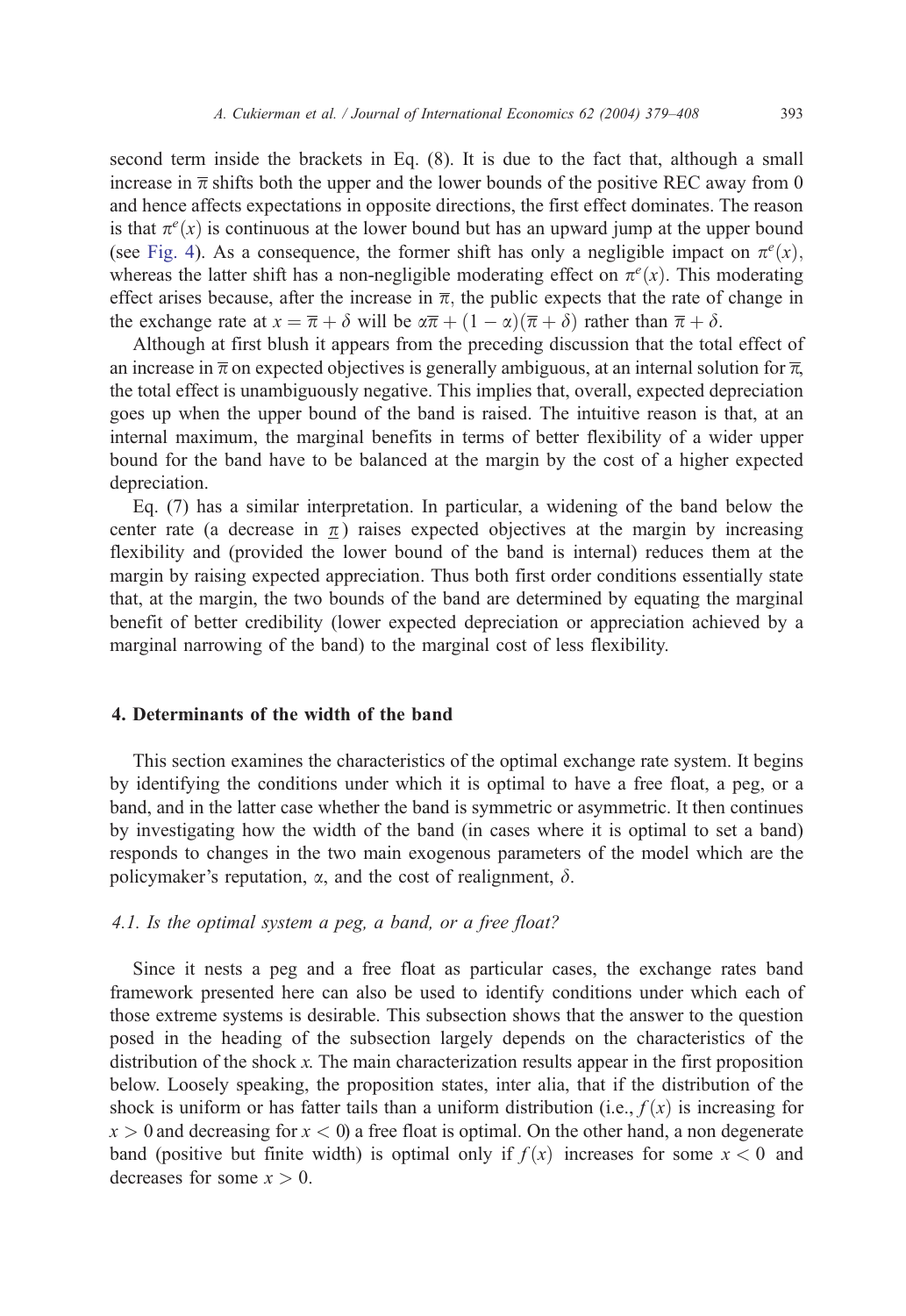second term inside the brackets in Eq. (8). It is due to the fact that, although a small increase in $\overline{\pi}$ shifts both the upper and the lower bounds of the positive REC away from 0 and hence affects expectations in opposite directions, the first effect dominates. The reason is that $\pi^e(x)$ is continuous at the lower bound but has an upward jump at the upper bound (see Fig. 4). As a consequence, the former shift has only a negligible impact on $\pi^e(x)$, whereas the latter shift has a non-negligible moderating effect on $\pi^e(x)$. This moderating effect arises because, after the increase in $\overline{\pi}$, the public expects that the rate of change in the exchange rate at $x = \overline{\pi} + \delta$ will be $\alpha\overline{\pi} + (1 - \alpha)(\overline{\pi} + \delta)$ rather than $\overline{\pi} + \delta$.

Although at first blush it appears from the preceding discussion that the total effect of an increase in $\overline{\pi}$ on expected objectives is generally ambiguous, at an internal solution for $\overline{\pi}$, the total effect is unambiguously negative. This implies that, overall, expected depreciation goes up when the upper bound of the band is raised. The intuitive reason is that, at an internal maximum, the marginal benefits in terms of better flexibility of a wider upper bound for the band have to be balanced at the margin by the cost of a higher expected depreciation.

Eq. (7) has a similar interpretation. In particular, a widening of the band below the center rate (a decrease in $\underline{\pi}$) raises expected objectives at the margin by increasing flexibility and (provided the lower bound of the band is internal) reduces them at the margin by raising expected appreciation. Thus both first order conditions essentially state that, at the margin, the two bounds of the band are determined by equating the marginal benefit of better credibility (lower expected depreciation or appreciation achieved by a marginal narrowing of the band) to the marginal cost of less flexibility.

## 4. Determinants of the width of the band

This section examines the characteristics of the optimal exchange rate system. It begins by identifying the conditions under which it is optimal to have a free float, a peg, or a band, and in the latter case whether the band is symmetric or asymmetric. It then continues by investigating how the width of the band (in cases where it is optimal to set a band) responds to changes in the two main exogenous parameters of the model which are the policymaker's reputation, $\alpha$, and the cost of realignment, $\delta$.

### 4.1. Is the optimal system a peg, a band, or a free float?

Since it nests a peg and a free float as particular cases, the exchange rates band framework presented here can also be used to identify conditions under which each of those extreme systems is desirable. This subsection shows that the answer to the question posed in the heading of the subsection largely depends on the characteristics of the distribution of the shock $x$. The main characterization results appear in the first proposition below. Loosely speaking, the proposition states, inter alia, that if the distribution of the shock is uniform or has fatter tails than a uniform distribution (i.e., $f(x)$ is increasing for $x > 0$ and decreasing for $x < 0$) a free float is optimal. On the other hand, a non degenerate band (positive but finite width) is optimal only if $f(x)$ increases for some $x < 0$ and decreases for some $x > 0$.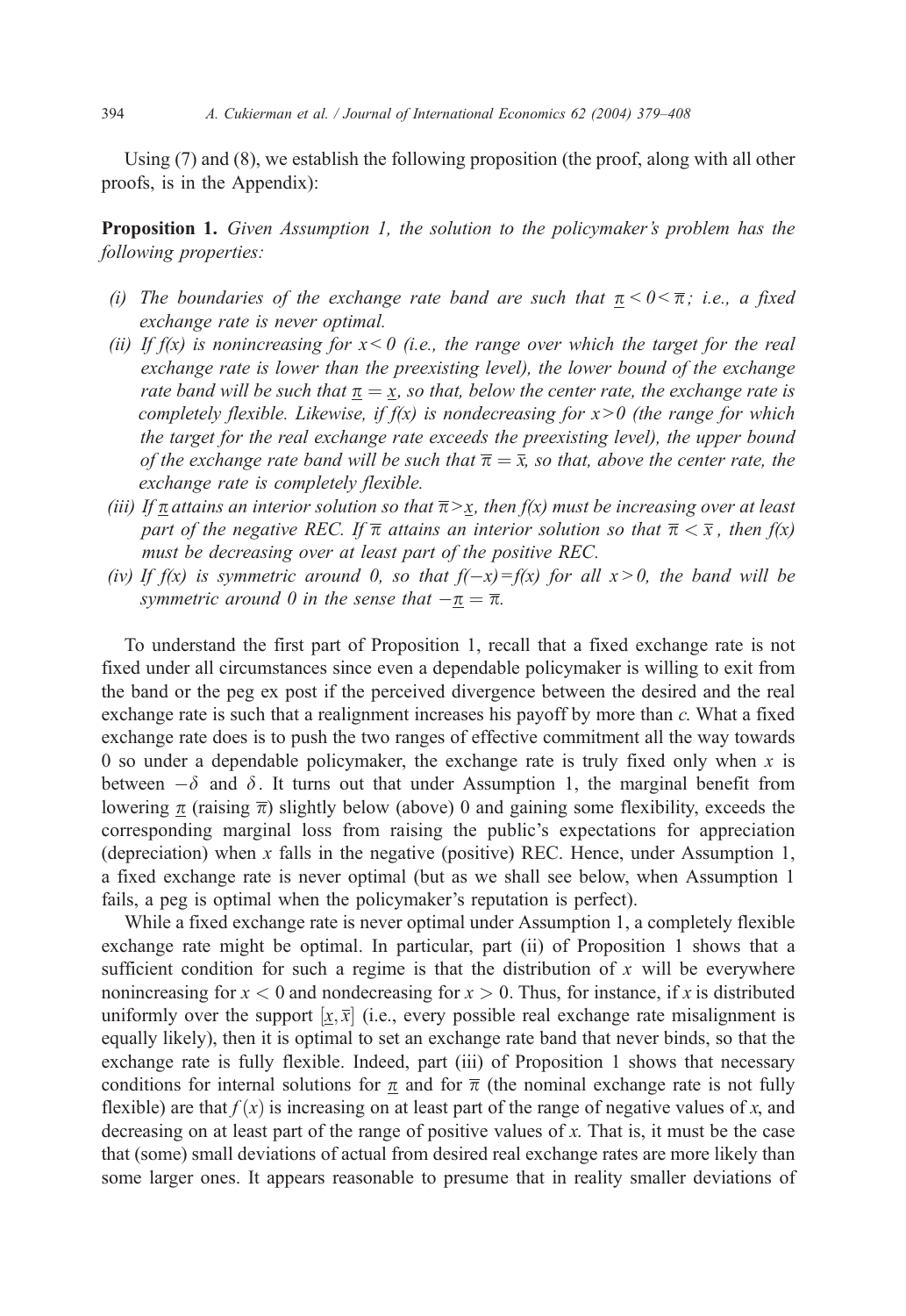Using (7) and (8), we establish the following proposition (the proof, along with all other proofs, is in the Appendix):

**Proposition 1.** *Given Assumption 1, the solution to the policymaker's problem has the following properties:*

*(i) The boundaries of the exchange rate band are such that $\underline{\pi} < 0 < \overline{\pi}$; i.e., a fixed exchange rate is never optimal.*

*(ii) If f(x) is nonincreasing for $x < 0$ (i.e., the range over which the target for the real exchange rate is lower than the preexisting level), the lower bound of the exchange rate band will be such that $\underline{\pi} = \underline{x}$, so that, below the center rate, the exchange rate is completely flexible. Likewise, if f(x) is nondecreasing for $x > 0$ (the range for which the target for the real exchange rate exceeds the preexisting level), the upper bound of the exchange rate band will be such that $\overline{\pi} = \overline{x}$, so that, above the center rate, the exchange rate is completely flexible.*

*(iii) If $\underline{\pi}$ attains an interior solution so that $\overline{\pi} > \underline{x}$, then f(x) must be increasing over at least part of the negative REC. If $\overline{\pi}$ attains an interior solution so that $\overline{\pi} < \overline{x}$, then f(x) must be decreasing over at least part of the positive REC.*

*(iv) If f(x) is symmetric around 0, so that $f(-x) = f(x)$ for all $x > 0$, the band will be symmetric around 0 in the sense that $-\underline{\pi} = \overline{\pi}$.*

To understand the first part of Proposition 1, recall that a fixed exchange rate is not fixed under all circumstances since even a dependable policymaker is willing to exit from the band or the peg ex post if the perceived divergence between the desired and the real exchange rate is such that a realignment increases his payoff by more than *c*. What a fixed exchange rate does is to push the two ranges of effective commitment all the way towards 0 so under a dependable policymaker, the exchange rate is truly fixed only when *x* is between $-\delta$ and $\delta$. It turns out that under Assumption 1, the marginal benefit from lowering $\underline{\pi}$ (raising $\overline{\pi}$) slightly below (above) 0 and gaining some flexibility, exceeds the corresponding marginal loss from raising the public's expectations for appreciation (depreciation) when *x* falls in the negative (positive) REC. Hence, under Assumption 1, a fixed exchange rate is never optimal (but as we shall see below, when Assumption 1 fails, a peg is optimal when the policymaker's reputation is perfect).

While a fixed exchange rate is never optimal under Assumption 1, a completely flexible exchange rate might be optimal. In particular, part (ii) of Proposition 1 shows that a sufficient condition for such a regime is that the distribution of *x* will be everywhere nonincreasing for $x < 0$ and nondecreasing for $x > 0$. Thus, for instance, if *x* is distributed uniformly over the support $[\underline{x}, \overline{x}]$ (i.e., every possible real exchange rate misalignment is equally likely), then it is optimal to set an exchange rate band that never binds, so that the exchange rate is fully flexible. Indeed, part (iii) of Proposition 1 shows that necessary conditions for internal solutions for $\underline{\pi}$ and for $\overline{\pi}$ (the nominal exchange rate is not fully flexible) are that $f(x)$ is increasing on at least part of the range of negative values of *x*, and decreasing on at least part of the range of positive values of *x*. That is, it must be the case that (some) small deviations of actual from desired real exchange rates are more likely than some larger ones. It appears reasonable to presume that in reality smaller deviations of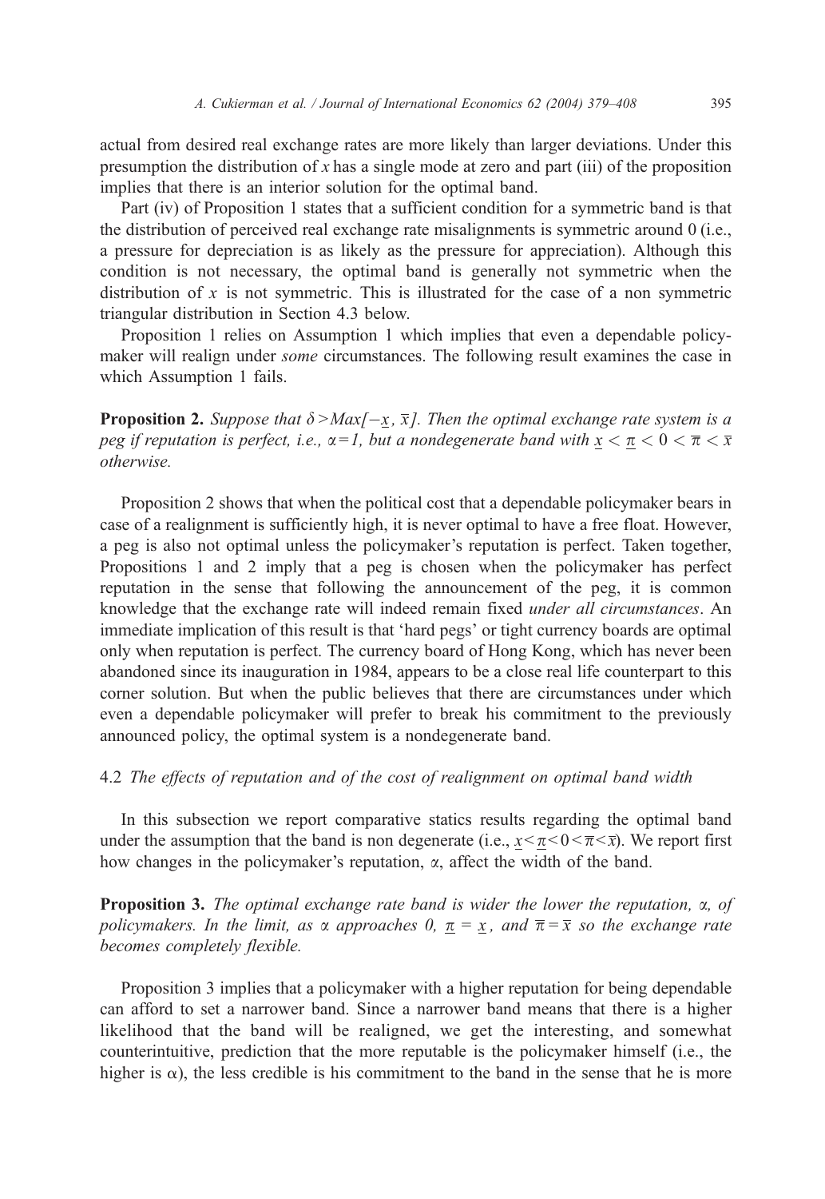actual from desired real exchange rates are more likely than larger deviations. Under this presumption the distribution of $x$ has a single mode at zero and part (iii) of the proposition implies that there is an interior solution for the optimal band.

Part (iv) of Proposition 1 states that a sufficient condition for a symmetric band is that the distribution of perceived real exchange rate misalignments is symmetric around 0 (i.e., a pressure for depreciation is as likely as the pressure for appreciation). Although this condition is not necessary, the optimal band is generally not symmetric when the distribution of $x$ is not symmetric. This is illustrated for the case of a non symmetric triangular distribution in Section 4.3 below.

Proposition 1 relies on Assumption 1 which implies that even a dependable policymaker will realign under *some* circumstances. The following result examines the case in which Assumption 1 fails.

**Proposition 2.** *Suppose that $\delta > Max[-\underline{x}, \bar{x}]$. Then the optimal exchange rate system is a peg if reputation is perfect, i.e., $\alpha=1$, but a nondegenerate band with $\underline{x} < \underline{\pi} < 0 < \bar{\pi} < \bar{x}$ otherwise.*

Proposition 2 shows that when the political cost that a dependable policymaker bears in case of a realignment is sufficiently high, it is never optimal to have a free float. However, a peg is also not optimal unless the policymaker's reputation is perfect. Taken together, Propositions 1 and 2 imply that a peg is chosen when the policymaker has perfect reputation in the sense that following the announcement of the peg, it is common knowledge that the exchange rate will indeed remain fixed *under all circumstances*. An immediate implication of this result is that 'hard pegs' or tight currency boards are optimal only when reputation is perfect. The currency board of Hong Kong, which has never been abandoned since its inauguration in 1984, appears to be a close real life counterpart to this corner solution. But when the public believes that there are circumstances under which even a dependable policymaker will prefer to break his commitment to the previously announced policy, the optimal system is a nondegenerate band.

### 4.2 *The effects of reputation and of the cost of realignment on optimal band width*

In this subsection we report comparative statics results regarding the optimal band under the assumption that the band is non degenerate (i.e., $\underline{x} < \underline{\pi} < 0 < \bar{\pi} < \bar{x}$). We report first how changes in the policymaker's reputation, $\alpha$, affect the width of the band.

**Proposition 3.** *The optimal exchange rate band is wider the lower the reputation, $\alpha$, of policymakers. In the limit, as $\alpha$ approaches 0, $\underline{\pi} = \underline{x}$, and $\bar{\pi} = \bar{x}$ so the exchange rate becomes completely flexible.*

Proposition 3 implies that a policymaker with a higher reputation for being dependable can afford to set a narrower band. Since a narrower band means that there is a higher likelihood that the band will be realigned, we get the interesting, and somewhat counterintuitive, prediction that the more reputable is the policymaker himself (i.e., the higher is $\alpha$), the less credible is his commitment to the band in the sense that he is more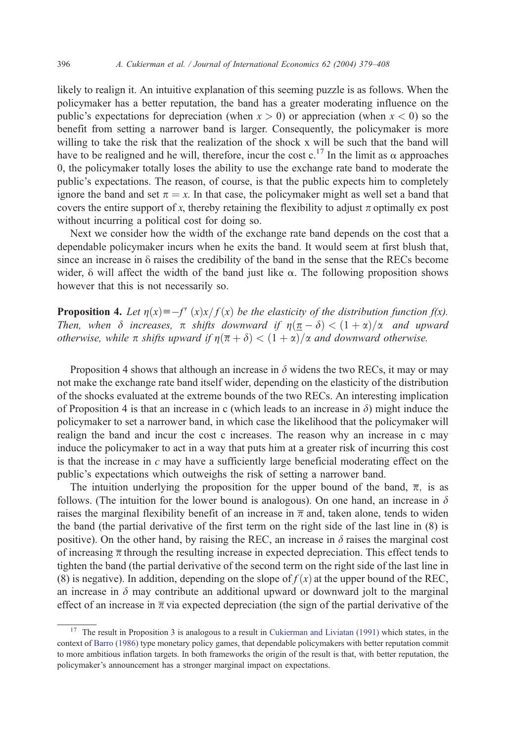likely to realign it. An intuitive explanation of this seeming puzzle is as follows. When the policymaker has a better reputation, the band has a greater moderating influence on the public's expectations for depreciation (when $x > 0$) or appreciation (when $x < 0$) so the benefit from setting a narrower band is larger. Consequently, the policymaker is more willing to take the risk that the realization of the shock x will be such that the band will have to be realigned and he will, therefore, incur the cost c.[17] In the limit as $\alpha$ approaches 0, the policymaker totally loses the ability to use the exchange rate band to moderate the public's expectations. The reason, of course, is that the public expects him to completely ignore the band and set $\pi = x$. In that case, the policymaker might as well set a band that covers the entire support of $x$, thereby retaining the flexibility to adjust $\pi$ optimally ex post without incurring a political cost for doing so.

Next we consider how the width of the exchange rate band depends on the cost that a dependable policymaker incurs when he exits the band. It would seem at first blush that, since an increase in $\delta$ raises the credibility of the band in the sense that the RECs become wider, $\delta$ will affect the width of the band just like $\alpha$. The following proposition shows however that this is not necessarily so.

**Proposition 4.** *Let $\eta(x) \equiv -f'(x)x/f(x)$ be the elasticity of the distribution function $f(x)$. Then, when $\delta$ increases, $\underline{\pi}$ shifts downward if $\eta(\underline{\pi} - \delta) < (1 + \alpha)/\alpha$ and upward otherwise, while $\overline{\pi}$ shifts upward if $\eta(\overline{\pi} + \delta) < (1 + \alpha)/\alpha$ and downward otherwise.*

Proposition 4 shows that although an increase in $\delta$ widens the two RECs, it may or may not make the exchange rate band itself wider, depending on the elasticity of the distribution of the shocks evaluated at the extreme bounds of the two RECs. An interesting implication of Proposition 4 is that an increase in c (which leads to an increase in $\delta$) might induce the policymaker to set a narrower band, in which case the likelihood that the policymaker will realign the band and incur the cost c increases. The reason why an increase in c may induce the policymaker to act in a way that puts him at a greater risk of incurring this cost is that the increase in $c$ may have a sufficiently large beneficial moderating effect on the public's expectations which outweighs the risk of setting a narrower band.

The intuition underlying the proposition for the upper bound of the band, $\overline{\pi}$, is as follows. (The intuition for the lower bound is analogous). On one hand, an increase in $\delta$ raises the marginal flexibility benefit of an increase in $\overline{\pi}$ and, taken alone, tends to widen the band (the partial derivative of the first term on the right side of the last line in (8) is positive). On the other hand, by raising the REC, an increase in $\delta$ raises the marginal cost of increasing $\overline{\pi}$ through the resulting increase in expected depreciation. This effect tends to tighten the band (the partial derivative of the second term on the right side of the last line in (8) is negative). In addition, depending on the slope of $f(x)$ at the upper bound of the REC, an increase in $\delta$ may contribute an additional upward or downward jolt to the marginal effect of an increase in $\overline{\pi}$ via expected depreciation (the sign of the partial derivative of the

[17] The result in Proposition 3 is analogous to a result in Cukierman and Liviatan (1991) which states, in the context of Barro (1986) type monetary policy games, that dependable policymakers with better reputation commit to more ambitious inflation targets. In both frameworks the origin of the result is that, with better reputation, the policymaker's announcement has a stronger marginal impact on expectations.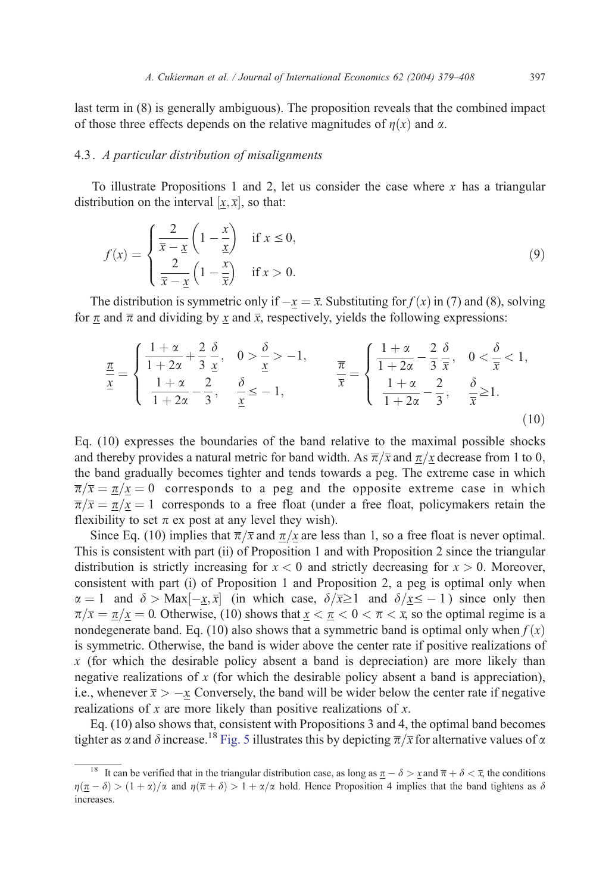last term in (8) is generally ambiguous). The proposition reveals that the combined impact of those three effects depends on the relative magnitudes of $\eta(x)$ and $\alpha$.

### 4.3. *A particular distribution of misalignments*

To illustrate Propositions 1 and 2, let us consider the case where $x$ has a triangular distribution on the interval $[\underline{x}, \overline{x}]$, so that:

$$
f(x) = \begin{cases} \dfrac{2}{\overline{x} - \underline{x}} \left( 1 - \dfrac{x}{\underline{x}} \right) & \text{if } x \leq 0, \\[2ex] \dfrac{2}{\overline{x} - \underline{x}} \left( 1 - \dfrac{x}{\overline{x}} \right) & \text{if } x > 0. \end{cases} \tag{9}
$$

The distribution is symmetric only if $-\underline{x} = \overline{x}$. Substituting for $f(x)$ in (7) and (8), solving for $\underline{\pi}$ and $\overline{\pi}$ and dividing by $\underline{x}$ and $\overline{x}$, respectively, yields the following expressions:

$$
\frac{\underline{\pi}}{\underline{x}} = \begin{cases} \dfrac{1+\alpha}{1+2\alpha} + \dfrac{2}{3}\dfrac{\delta}{\underline{x}}, & 0 > \dfrac{\delta}{\underline{x}} > -1, \\[2ex] \dfrac{1+\alpha}{1+2\alpha} - \dfrac{2}{3}, & \dfrac{\delta}{\underline{x}} \leq -1, \end{cases} \qquad \frac{\overline{\pi}}{\overline{x}} = \begin{cases} \dfrac{1+\alpha}{1+2\alpha} - \dfrac{2}{3}\dfrac{\delta}{\overline{x}}, & 0 < \dfrac{\delta}{\overline{x}} < 1, \\[2ex] \dfrac{1+\alpha}{1+2\alpha} - \dfrac{2}{3}, & \dfrac{\delta}{\overline{x}} \geq 1. \end{cases} \tag{10}
$$

Eq. (10) expresses the boundaries of the band relative to the maximal possible shocks and thereby provides a natural metric for band width. As $\overline{\pi}/\overline{x}$ and $\underline{\pi}/\underline{x}$ decrease from 1 to 0, the band gradually becomes tighter and tends towards a peg. The extreme case in which $\overline{\pi}/\overline{x} = \underline{\pi}/\underline{x} = 0$ corresponds to a peg and the opposite extreme case in which $\overline{\pi}/\overline{x} = \underline{\pi}/\underline{x} = 1$ corresponds to a free float (under a free float, policymakers retain the flexibility to set $\pi$ ex post at any level they wish).

Since Eq. (10) implies that $\overline{\pi}/\overline{x}$ and $\underline{\pi}/\underline{x}$ are less than 1, so a free float is never optimal. This is consistent with part (ii) of Proposition 1 and with Proposition 2 since the triangular distribution is strictly increasing for $x < 0$ and strictly decreasing for $x > 0$. Moreover, consistent with part (i) of Proposition 1 and Proposition 2, a peg is optimal only when $\alpha = 1$ and $\delta > \text{Max}[-\underline{x}, \overline{x}]$ (in which case, $\delta/\overline{x} \geq 1$ and $\delta/\underline{x} \leq -1$) since only then $\overline{\pi}/\overline{x} = \underline{\pi}/\underline{x} = 0$. Otherwise, (10) shows that $\underline{x} < \underline{\pi} < 0 < \overline{\pi} < \overline{x}$, so the optimal regime is a nondegenerate band. Eq. (10) also shows that a symmetric band is optimal only when $f(x)$ is symmetric. Otherwise, the band is wider above the center rate if positive realizations of $x$ (for which the desirable policy absent a band is depreciation) are more likely than negative realizations of $x$ (for which the desirable policy absent a band is appreciation), i.e., whenever $\overline{x} > -\underline{x}$. Conversely, the band will be wider below the center rate if negative realizations of $x$ are more likely than positive realizations of $x$.

Eq. (10) also shows that, consistent with Propositions 3 and 4, the optimal band becomes tighter as $\alpha$ and $\delta$ increase.[18] Fig. 5 illustrates this by depicting $\overline{\pi}/\overline{x}$ for alternative values of $\alpha$

---

[18] It can be verified that in the triangular distribution case, as long as $\underline{\pi} - \delta > \underline{x}$ and $\overline{\pi} + \delta < \overline{x}$, the conditions $\eta(\underline{\pi} - \delta) > (1+\alpha)/\alpha$ and $\eta(\overline{\pi} + \delta) > 1 + \alpha/\alpha$ hold. Hence Proposition 4 implies that the band tightens as $\delta$ increases.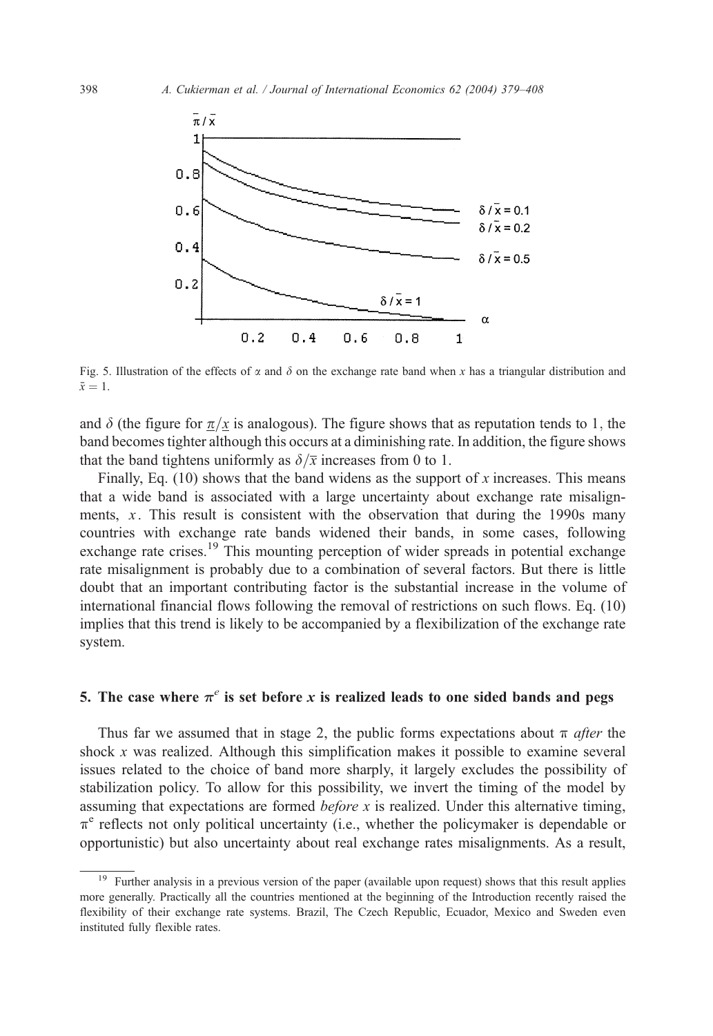Fig. 5. Illustration of the effects of $\alpha$ and $\delta$ on the exchange rate band when $x$ has a triangular distribution and $\bar{x} = 1$.

and $\delta$ (the figure for $\underline{\pi}/\underline{x}$ is analogous). The figure shows that as reputation tends to 1, the band becomes tighter although this occurs at a diminishing rate. In addition, the figure shows that the band tightens uniformly as $\delta/\bar{x}$ increases from 0 to 1.

Finally, Eq. (10) shows that the band widens as the support of $x$ increases. This means that a wide band is associated with a large uncertainty about exchange rate misalignments, $x$. This result is consistent with the observation that during the 1990s many countries with exchange rate bands widened their bands, in some cases, following exchange rate crises.[19] This mounting perception of wider spreads in potential exchange rate misalignment is probably due to a combination of several factors. But there is little doubt that an important contributing factor is the substantial increase in the volume of international financial flows following the removal of restrictions on such flows. Eq. (10) implies that this trend is likely to be accompanied by a flexibilization of the exchange rate system.

## 5. The case where $\pi^e$ is set before $x$ is realized leads to one sided bands and pegs

Thus far we assumed that in stage 2, the public forms expectations about $\pi$ *after* the shock $x$ was realized. Although this simplification makes it possible to examine several issues related to the choice of band more sharply, it largely excludes the possibility of stabilization policy. To allow for this possibility, we invert the timing of the model by assuming that expectations are formed *before* $x$ is realized. Under this alternative timing, $\pi^e$ reflects not only political uncertainty (i.e., whether the policymaker is dependable or opportunistic) but also uncertainty about real exchange rates misalignments. As a result,

[19] Further analysis in a previous version of the paper (available upon request) shows that this result applies more generally. Practically all the countries mentioned at the beginning of the Introduction recently raised the flexibility of their exchange rate systems. Brazil, The Czech Republic, Ecuador, Mexico and Sweden even instituted fully flexible rates.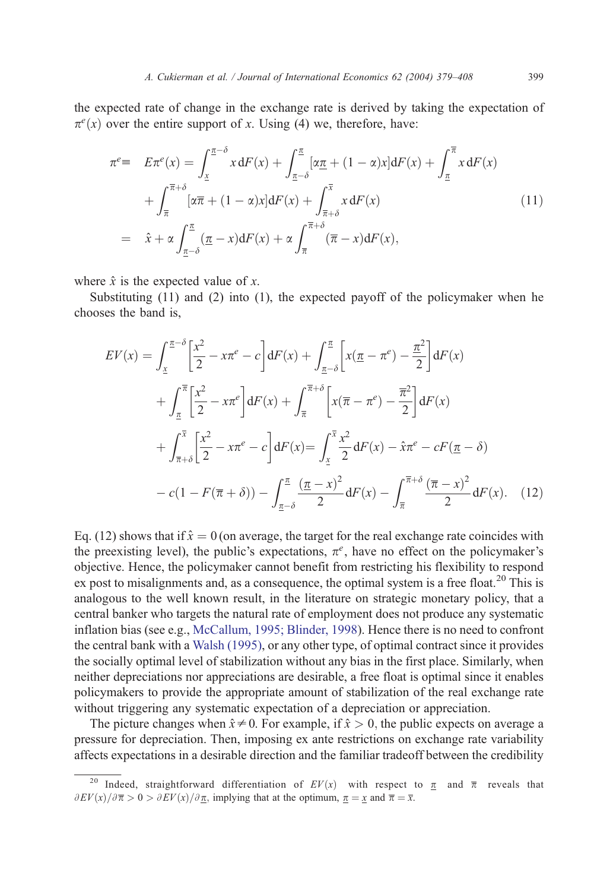the expected rate of change in the exchange rate is derived by taking the expectation of $\pi^e(x)$ over the entire support of $x$. Using (4) we, therefore, have:

$$
\begin{aligned}
\pi^e \equiv \quad & E\pi^e(x) = \int_{\underline{x}}^{\underline{\pi}-\delta} x\,\mathrm{d}F(x) + \int_{\underline{\pi}-\delta}^{\underline{\pi}} [\alpha\underline{\pi} + (1-\alpha)x]\mathrm{d}F(x) + \int_{\underline{\pi}}^{\overline{\pi}} x\,\mathrm{d}F(x) \\
& + \int_{\overline{\pi}}^{\overline{\pi}+\delta} [\alpha\overline{\pi} + (1-\alpha)x]\mathrm{d}F(x) + \int_{\overline{\pi}+\delta}^{\overline{x}} x\,\mathrm{d}F(x) \\
= \quad & \hat{x} + \alpha \int_{\underline{\pi}-\delta}^{\underline{\pi}} (\underline{\pi} - x)\mathrm{d}F(x) + \alpha \int_{\overline{\pi}}^{\overline{\pi}+\delta} (\overline{\pi} - x)\mathrm{d}F(x),
\end{aligned}
\tag{11}
$$

where $\hat{x}$ is the expected value of $x$.

Substituting (11) and (2) into (1), the expected payoff of the policymaker when he chooses the band is,

$$
\begin{aligned}
EV(x) = & \int_{\underline{x}}^{\underline{\pi}-\delta} \left[\frac{x^2}{2} - x\pi^e - c\right]\mathrm{d}F(x) + \int_{\underline{\pi}-\delta}^{\underline{\pi}} \left[x(\underline{\pi} - \pi^e) - \frac{\underline{\pi}^2}{2}\right]\mathrm{d}F(x) \\
& + \int_{\underline{\pi}}^{\overline{\pi}} \left[\frac{x^2}{2} - x\pi^e\right]\mathrm{d}F(x) + \int_{\overline{\pi}}^{\overline{\pi}+\delta} \left[x(\overline{\pi} - \pi^e) - \frac{\overline{\pi}^2}{2}\right]\mathrm{d}F(x) \\
& + \int_{\overline{\pi}+\delta}^{\overline{x}} \left[\frac{x^2}{2} - x\pi^e - c\right]\mathrm{d}F(x) = \int_{\underline{x}}^{\overline{x}} \frac{x^2}{2}\mathrm{d}F(x) - \hat{x}\pi^e - cF(\underline{\pi} - \delta) \\
& - c(1 - F(\overline{\pi} + \delta)) - \int_{\underline{\pi}-\delta}^{\underline{\pi}} \frac{(\underline{\pi} - x)^2}{2}\mathrm{d}F(x) - \int_{\overline{\pi}}^{\overline{\pi}+\delta} \frac{(\overline{\pi} - x)^2}{2}\mathrm{d}F(x).
\end{aligned}
\tag{12}
$$

Eq. (12) shows that if $\hat{x} = 0$ (on average, the target for the real exchange rate coincides with the preexisting level), the public's expectations, $\pi^e$, have no effect on the policymaker's objective. Hence, the policymaker cannot benefit from restricting his flexibility to respond ex post to misalignments and, as a consequence, the optimal system is a free float.[20] This is analogous to the well known result, in the literature on strategic monetary policy, that a central banker who targets the natural rate of employment does not produce any systematic inflation bias (see e.g., McCallum, 1995; Blinder, 1998). Hence there is no need to confront the central bank with a Walsh (1995), or any other type, of optimal contract since it provides the socially optimal level of stabilization without any bias in the first place. Similarly, when neither depreciations nor appreciations are desirable, a free float is optimal since it enables policymakers to provide the appropriate amount of stabilization of the real exchange rate without triggering any systematic expectation of a depreciation or appreciation.

The picture changes when $\hat{x} \neq 0$. For example, if $\hat{x} > 0$, the public expects on average a pressure for depreciation. Then, imposing ex ante restrictions on exchange rate variability affects expectations in a desirable direction and the familiar tradeoff between the credibility

[20] Indeed, straightforward differentiation of $EV(x)$ with respect to $\underline{\pi}$ and $\overline{\pi}$ reveals that $\partial EV(x)/\partial\overline{\pi} > 0 > \partial EV(x)/\partial\underline{\pi}$, implying that at the optimum, $\underline{\pi} = \underline{x}$ and $\overline{\pi} = \overline{x}$.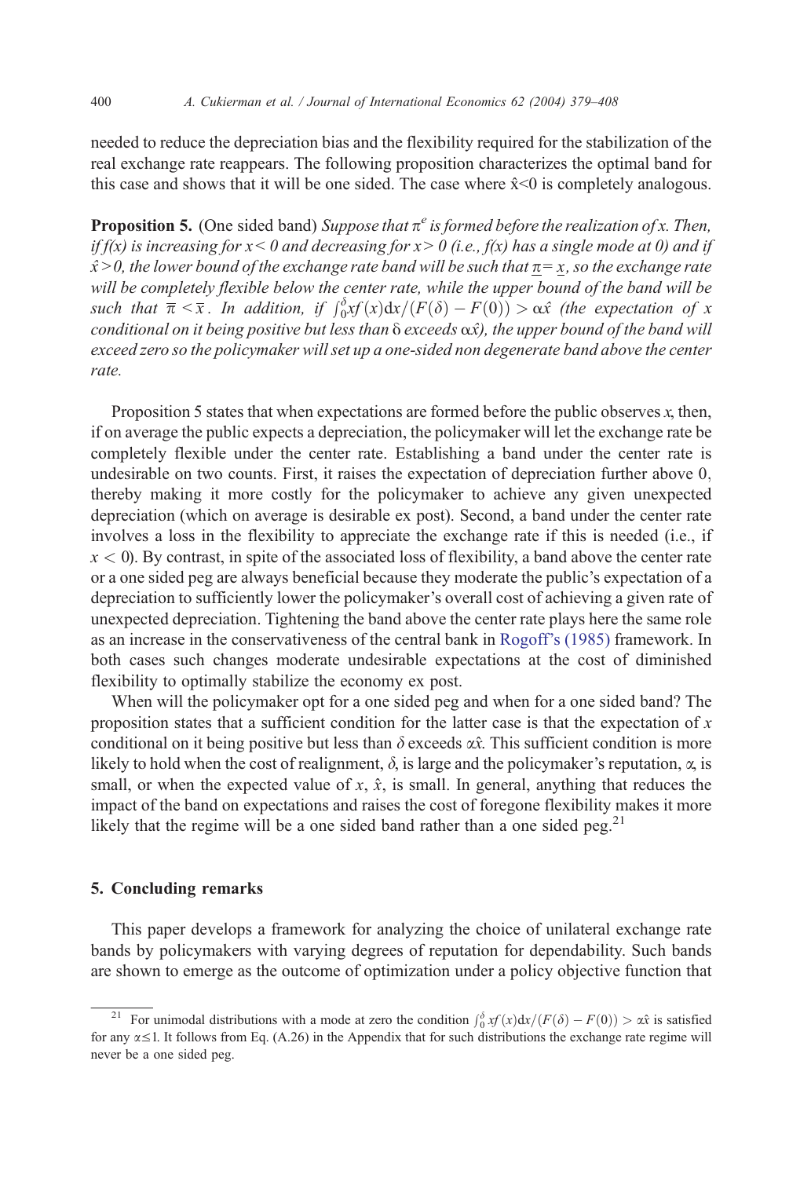needed to reduce the depreciation bias and the flexibility required for the stabilization of the real exchange rate reappears. The following proposition characterizes the optimal band for this case and shows that it will be one sided. The case where $\hat{x}<0$ is completely analogous.

**Proposition 5.** (One sided band) *Suppose that $\pi^e$ is formed before the realization of x. Then, if f(x) is increasing for $x<0$ and decreasing for $x>0$ (i.e., f(x) has a single mode at 0) and if $\hat{x}>0$, the lower bound of the exchange rate band will be such that $\underline{\pi}=\underline{x}$, so the exchange rate will be completely flexible below the center rate, while the upper bound of the band will be such that $\bar{\pi}<\bar{x}$. In addition, if $\int_0^{\delta} xf(x)\mathrm{d}x/(F(\delta)-F(0))>\alpha\hat{x}$ (the expectation of x conditional on it being positive but less than δ exceeds $\alpha\hat{x}$), the upper bound of the band will exceed zero so the policymaker will set up a one-sided non degenerate band above the center rate.*

Proposition 5 states that when expectations are formed before the public observes $x$, then, if on average the public expects a depreciation, the policymaker will let the exchange rate be completely flexible under the center rate. Establishing a band under the center rate is undesirable on two counts. First, it raises the expectation of depreciation further above 0, thereby making it more costly for the policymaker to achieve any given unexpected depreciation (which on average is desirable ex post). Second, a band under the center rate involves a loss in the flexibility to appreciate the exchange rate if this is needed (i.e., if $x<0$). By contrast, in spite of the associated loss of flexibility, a band above the center rate or a one sided peg are always beneficial because they moderate the public's expectation of a depreciation to sufficiently lower the policymaker's overall cost of achieving a given rate of unexpected depreciation. Tightening the band above the center rate plays here the same role as an increase in the conservativeness of the central bank in Rogoff's (1985) framework. In both cases such changes moderate undesirable expectations at the cost of diminished flexibility to optimally stabilize the economy ex post.

When will the policymaker opt for a one sided peg and when for a one sided band? The proposition states that a sufficient condition for the latter case is that the expectation of $x$ conditional on it being positive but less than $\delta$ exceeds $\alpha\hat{x}$. This sufficient condition is more likely to hold when the cost of realignment, $\delta$, is large and the policymaker's reputation, $\alpha$, is small, or when the expected value of $x$, $\hat{x}$, is small. In general, anything that reduces the impact of the band on expectations and raises the cost of foregone flexibility makes it more likely that the regime will be a one sided band rather than a one sided peg.[21]

## 5. Concluding remarks

This paper develops a framework for analyzing the choice of unilateral exchange rate bands by policymakers with varying degrees of reputation for dependability. Such bands are shown to emerge as the outcome of optimization under a policy objective function that

[21] For unimodal distributions with a mode at zero the condition $\int_0^{\delta} xf(x)\mathrm{d}x/(F(\delta)-F(0))>\alpha\hat{x}$ is satisfied for any $\alpha\leq 1$. It follows from Eq. (A.26) in the Appendix that for such distributions the exchange rate regime will never be a one sided peg.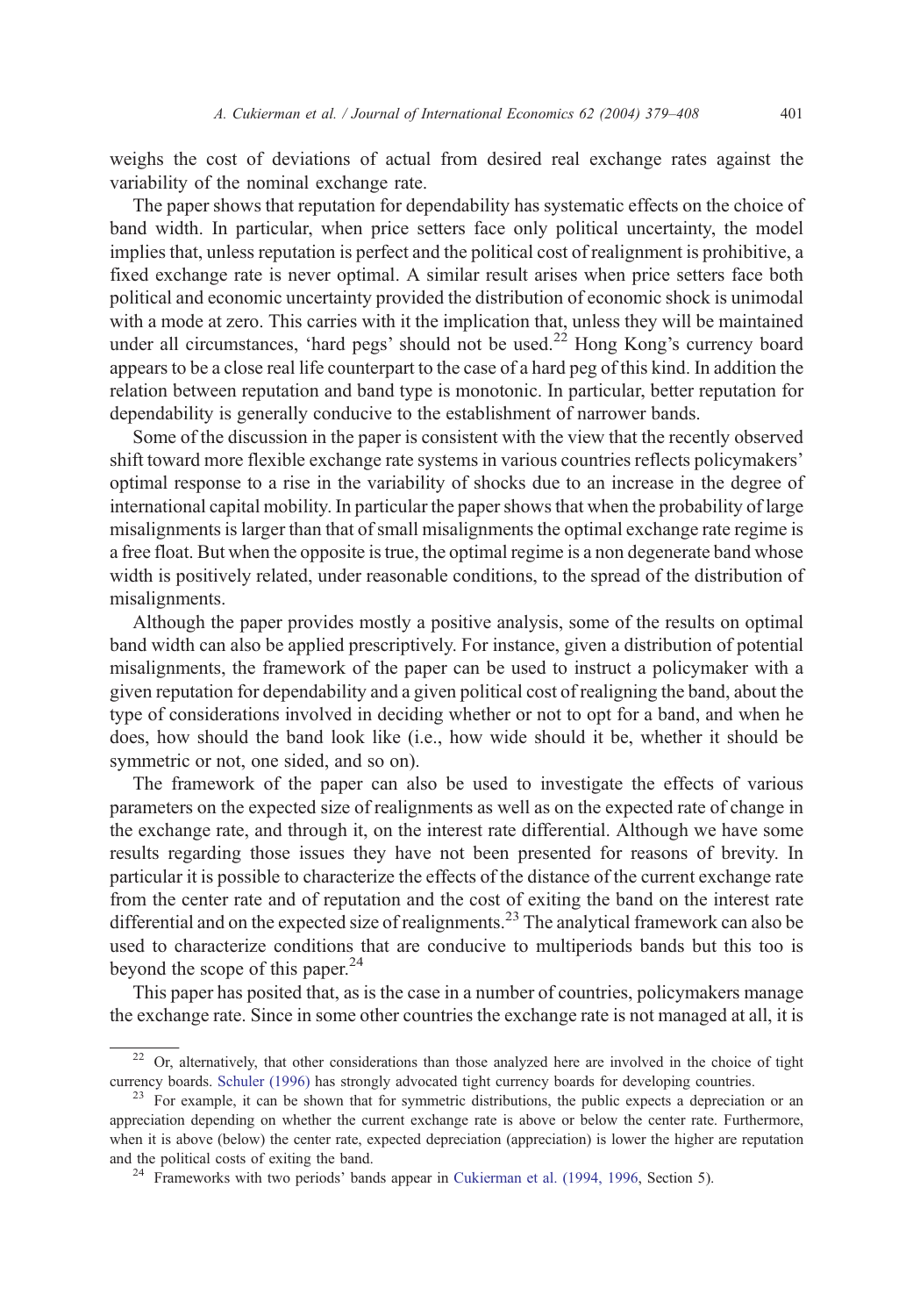weighs the cost of deviations of actual from desired real exchange rates against the variability of the nominal exchange rate.

The paper shows that reputation for dependability has systematic effects on the choice of band width. In particular, when price setters face only political uncertainty, the model implies that, unless reputation is perfect and the political cost of realignment is prohibitive, a fixed exchange rate is never optimal. A similar result arises when price setters face both political and economic uncertainty provided the distribution of economic shock is unimodal with a mode at zero. This carries with it the implication that, unless they will be maintained under all circumstances, 'hard pegs' should not be used.[22] Hong Kong's currency board appears to be a close real life counterpart to the case of a hard peg of this kind. In addition the relation between reputation and band type is monotonic. In particular, better reputation for dependability is generally conducive to the establishment of narrower bands.

Some of the discussion in the paper is consistent with the view that the recently observed shift toward more flexible exchange rate systems in various countries reflects policymakers' optimal response to a rise in the variability of shocks due to an increase in the degree of international capital mobility. In particular the paper shows that when the probability of large misalignments is larger than that of small misalignments the optimal exchange rate regime is a free float. But when the opposite is true, the optimal regime is a non degenerate band whose width is positively related, under reasonable conditions, to the spread of the distribution of misalignments.

Although the paper provides mostly a positive analysis, some of the results on optimal band width can also be applied prescriptively. For instance, given a distribution of potential misalignments, the framework of the paper can be used to instruct a policymaker with a given reputation for dependability and a given political cost of realigning the band, about the type of considerations involved in deciding whether or not to opt for a band, and when he does, how should the band look like (i.e., how wide should it be, whether it should be symmetric or not, one sided, and so on).

The framework of the paper can also be used to investigate the effects of various parameters on the expected size of realignments as well as on the expected rate of change in the exchange rate, and through it, on the interest rate differential. Although we have some results regarding those issues they have not been presented for reasons of brevity. In particular it is possible to characterize the effects of the distance of the current exchange rate from the center rate and of reputation and the cost of exiting the band on the interest rate differential and on the expected size of realignments.[23] The analytical framework can also be used to characterize conditions that are conducive to multiperiods bands but this too is beyond the scope of this paper.[24]

This paper has posited that, as is the case in a number of countries, policymakers manage the exchange rate. Since in some other countries the exchange rate is not managed at all, it is

[22] Or, alternatively, that other considerations than those analyzed here are involved in the choice of tight currency boards. Schuler (1996) has strongly advocated tight currency boards for developing countries.

[23] For example, it can be shown that for symmetric distributions, the public expects a depreciation or an appreciation depending on whether the current exchange rate is above or below the center rate. Furthermore, when it is above (below) the center rate, expected depreciation (appreciation) is lower the higher are reputation and the political costs of exiting the band.

[24] Frameworks with two periods' bands appear in Cukierman et al. (1994, 1996, Section 5).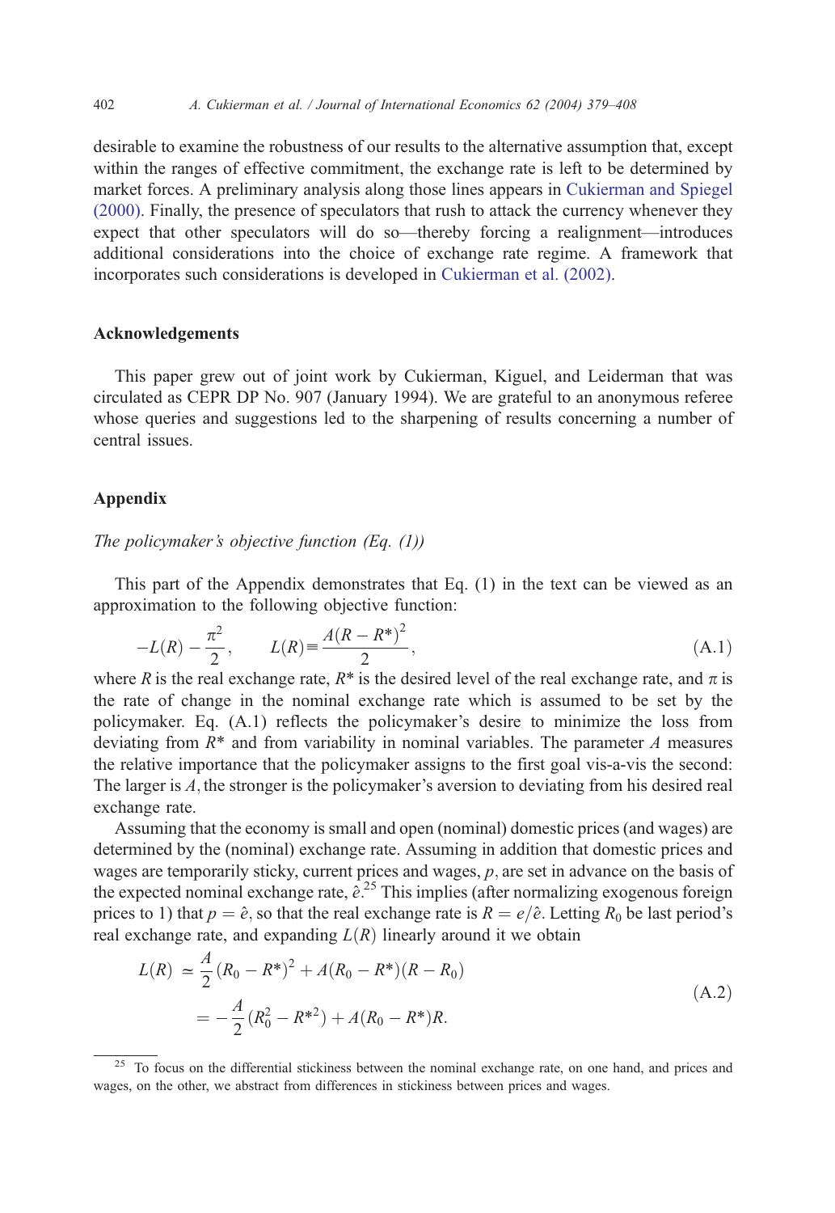desirable to examine the robustness of our results to the alternative assumption that, except within the ranges of effective commitment, the exchange rate is left to be determined by market forces. A preliminary analysis along those lines appears in Cukierman and Spiegel (2000). Finally, the presence of speculators that rush to attack the currency whenever they expect that other speculators will do so—thereby forcing a realignment—introduces additional considerations into the choice of exchange rate regime. A framework that incorporates such considerations is developed in Cukierman et al. (2002).

## Acknowledgements

This paper grew out of joint work by Cukierman, Kiguel, and Leiderman that was circulated as CEPR DP No. 907 (January 1994). We are grateful to an anonymous referee whose queries and suggestions led to the sharpening of results concerning a number of central issues.

## Appendix

### *The policymaker's objective function (Eq. (1))*

This part of the Appendix demonstrates that Eq. (1) in the text can be viewed as an approximation to the following objective function:

$$-L(R) - \frac{\pi^2}{2}, \qquad L(R) \equiv \frac{A(R - R^*)^2}{2}, \tag{A.1}$$

where $R$ is the real exchange rate, $R^*$ is the desired level of the real exchange rate, and $\pi$ is the rate of change in the nominal exchange rate which is assumed to be set by the policymaker. Eq. (A.1) reflects the policymaker's desire to minimize the loss from deviating from $R^*$ and from variability in nominal variables. The parameter $A$ measures the relative importance that the policymaker assigns to the first goal vis-a-vis the second: The larger is $A$, the stronger is the policymaker's aversion to deviating from his desired real exchange rate.

Assuming that the economy is small and open (nominal) domestic prices (and wages) are determined by the (nominal) exchange rate. Assuming in addition that domestic prices and wages are temporarily sticky, current prices and wages, $p$, are set in advance on the basis of the expected nominal exchange rate, $\hat{e}$.[25] This implies (after normalizing exogenous foreign prices to 1) that $p = \hat{e}$, so that the real exchange rate is $R = e/\hat{e}$. Letting $R_0$ be last period's real exchange rate, and expanding $L(R)$ linearly around it we obtain

$$\begin{aligned} L(R) &\simeq \frac{A}{2}(R_0 - R^*)^2 + A(R_0 - R^*)(R - R_0) \\ &= -\frac{A}{2}(R_0^2 - R^{*2}) + A(R_0 - R^*)R. \end{aligned} \tag{A.2}$$

[25] To focus on the differential stickiness between the nominal exchange rate, on one hand, and prices and wages, on the other, we abstract from differences in stickiness between prices and wages.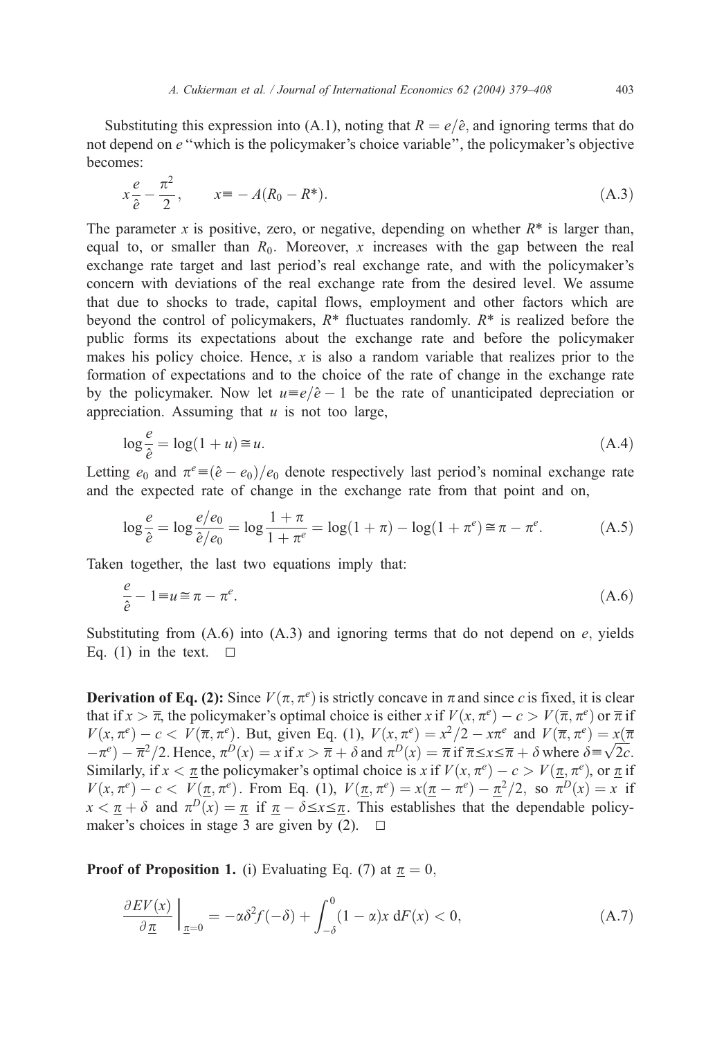Substituting this expression into (A.1), noting that $R = e/\hat{e}$, and ignoring terms that do not depend on $e$ "which is the policymaker's choice variable", the policymaker's objective becomes:

$$x\frac{e}{\hat{e}} - \frac{\pi^2}{2}, \qquad x \equiv -A(R_0 - R^*). \tag{A.3}$$

The parameter $x$ is positive, zero, or negative, depending on whether $R^*$ is larger than, equal to, or smaller than $R_0$. Moreover, $x$ increases with the gap between the real exchange rate target and last period's real exchange rate, and with the policymaker's concern with deviations of the real exchange rate from the desired level. We assume that due to shocks to trade, capital flows, employment and other factors which are beyond the control of policymakers, $R^*$ fluctuates randomly. $R^*$ is realized before the public forms its expectations about the exchange rate and before the policymaker makes his policy choice. Hence, $x$ is also a random variable that realizes prior to the formation of expectations and to the choice of the rate of change in the exchange rate by the policymaker. Now let $u \equiv e/\hat{e} - 1$ be the rate of unanticipated depreciation or appreciation. Assuming that $u$ is not too large,

$$\log\frac{e}{\hat{e}} = \log(1+u) \cong u. \tag{A.4}$$

Letting $e_0$ and $\pi^e \equiv (\hat{e} - e_0)/e_0$ denote respectively last period's nominal exchange rate and the expected rate of change in the exchange rate from that point and on,

$$\log\frac{e}{\hat{e}} = \log\frac{e/e_0}{\hat{e}/e_0} = \log\frac{1+\pi}{1+\pi^e} = \log(1+\pi) - \log(1+\pi^e) \cong \pi - \pi^e. \tag{A.5}$$

Taken together, the last two equations imply that:

$$\frac{e}{\hat{e}} - 1 \equiv u \cong \pi - \pi^e. \tag{A.6}$$

Substituting from (A.6) into (A.3) and ignoring terms that do not depend on $e$, yields Eq. (1) in the text. $\square$

**Derivation of Eq. (2):** Since $V(\pi, \pi^e)$ is strictly concave in $\pi$ and since $c$ is fixed, it is clear that if $x > \overline{\pi}$, the policymaker's optimal choice is either $x$ if $V(x, \pi^e) - c > V(\overline{\pi}, \pi^e)$ or $\overline{\pi}$ if $V(x, \pi^e) - c < V(\overline{\pi}, \pi^e)$. But, given Eq. (1), $V(x, \pi^e) = x^2/2 - x\pi^e$ and $V(\overline{\pi}, \pi^e) = x(\overline{\pi} - \pi^e) - \overline{\pi}^2/2$. Hence, $\pi^D(x) = x$ if $x > \overline{\pi} + \delta$ and $\pi^D(x) = \overline{\pi}$ if $\overline{\pi} \le x \le \overline{\pi} + \delta$ where $\delta \equiv \sqrt{2c}$. Similarly, if $x < \underline{\pi}$ the policymaker's optimal choice is $x$ if $V(x, \pi^e) - c > V(\underline{\pi}, \pi^e)$, or $\underline{\pi}$ if $V(x, \pi^e) - c < V(\underline{\pi}, \pi^e)$. From Eq. (1), $V(\underline{\pi}, \pi^e) = x(\underline{\pi} - \pi^e) - \underline{\pi}^2/2$, so $\pi^D(x) = x$ if $x < \underline{\pi} + \delta$ and $\pi^D(x) = \underline{\pi}$ if $\underline{\pi} - \delta \le x \le \underline{\pi}$. This establishes that the dependable policymaker's choices in stage 3 are given by (2). $\square$

**Proof of Proposition 1.** (i) Evaluating Eq. (7) at $\underline{\pi} = 0$,

$$\left.\frac{\partial EV(x)}{\partial \underline{\pi}}\right|_{\underline{\pi}=0} = -\alpha\delta^2 f(-\delta) + \int_{-\delta}^{0} (1-\alpha)x \, \mathrm{d}F(x) < 0, \tag{A.7}$$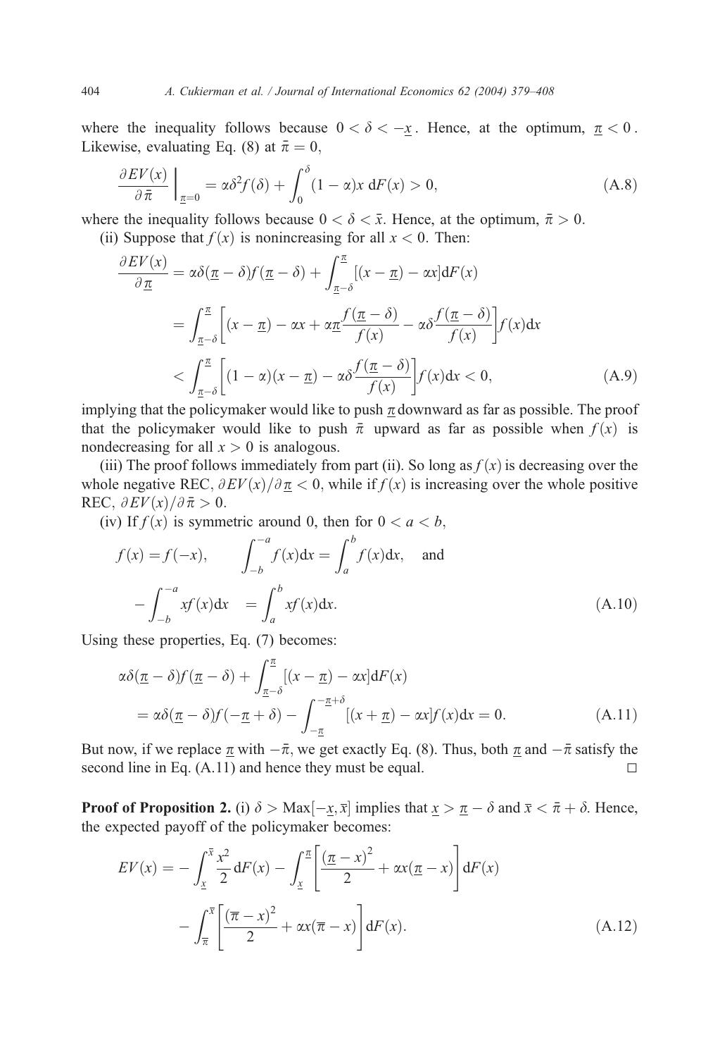where the inequality follows because $0 < \delta < -\underline{x}$. Hence, at the optimum, $\underline{\pi} < 0$. Likewise, evaluating Eq. (8) at $\bar{\pi} = 0$,

$$\left.\frac{\partial EV(x)}{\partial \bar{\pi}}\right|_{\underline{\pi}=0} = \alpha\delta^2 f(\delta) + \int_0^{\delta} (1-\alpha)x \, \mathrm{d}F(x) > 0, \tag{A.8}$$

where the inequality follows because $0 < \delta < \bar{x}$. Hence, at the optimum, $\bar{\pi} > 0$.

(ii) Suppose that $f(x)$ is nonincreasing for all $x < 0$. Then:

$$\begin{aligned}
\frac{\partial EV(x)}{\partial \underline{\pi}} &= \alpha\delta(\underline{\pi}-\delta)f(\underline{\pi}-\delta) + \int_{\underline{\pi}-\delta}^{\underline{\pi}} [(x-\underline{\pi}) - \alpha x]\mathrm{d}F(x) \\
&= \int_{\underline{\pi}-\delta}^{\underline{\pi}} \left[(x-\underline{\pi}) - \alpha x + \alpha\underline{\pi}\frac{f(\underline{\pi}-\delta)}{f(x)} - \alpha\delta\frac{f(\underline{\pi}-\delta)}{f(x)}\right] f(x)\mathrm{d}x \\
&< \int_{\underline{\pi}-\delta}^{\underline{\pi}} \left[(1-\alpha)(x-\underline{\pi}) - \alpha\delta\frac{f(\underline{\pi}-\delta)}{f(x)}\right] f(x)\mathrm{d}x < 0,
\end{aligned} \tag{A.9}$$

implying that the policymaker would like to push $\underline{\pi}$ downward as far as possible. The proof that the policymaker would like to push $\bar{\pi}$ upward as far as possible when $f(x)$ is nondecreasing for all $x > 0$ is analogous.

(iii) The proof follows immediately from part (ii). So long as $f(x)$ is decreasing over the whole negative REC, $\partial EV(x)/\partial \underline{\pi} < 0$, while if $f(x)$ is increasing over the whole positive REC, $\partial EV(x)/\partial \bar{\pi} > 0$.

(iv) If $f(x)$ is symmetric around 0, then for $0 < a < b$,

$$f(x) = f(-x), \qquad \int_{-b}^{-a} f(x)\mathrm{d}x = \int_a^b f(x)\mathrm{d}x, \quad \text{and}$$

$$-\int_{-b}^{-a} xf(x)\mathrm{d}x \quad = \int_a^b xf(x)\mathrm{d}x. \tag{A.10}$$

Using these properties, Eq. (7) becomes:

$$\begin{aligned}
&\alpha\delta(\underline{\pi}-\delta)f(\underline{\pi}-\delta) + \int_{\underline{\pi}-\delta}^{\underline{\pi}} [(x-\underline{\pi}) - \alpha x]\mathrm{d}F(x) \\
&= \alpha\delta(\underline{\pi}-\delta)f(-\underline{\pi}+\delta) - \int_{-\underline{\pi}}^{-\underline{\pi}+\delta} [(x+\underline{\pi}) - \alpha x]f(x)\mathrm{d}x = 0.
\end{aligned} \tag{A.11}$$

But now, if we replace $\underline{\pi}$ with $-\bar{\pi}$, we get exactly Eq. (8). Thus, both $\underline{\pi}$ and $-\bar{\pi}$ satisfy the second line in Eq. (A.11) and hence they must be equal. □

**Proof of Proposition 2.** (i) $\delta > \mathrm{Max}[-\underline{x}, \bar{x}]$ implies that $\underline{x} > \underline{\pi} - \delta$ and $\bar{x} < \bar{\pi} + \delta$. Hence, the expected payoff of the policymaker becomes:

$$\begin{aligned}
EV(x) = &-\int_{\underline{x}}^{\bar{x}} \frac{x^2}{2}\mathrm{d}F(x) - \int_{\underline{x}}^{\underline{\pi}} \left[\frac{(\underline{\pi}-x)^2}{2} + \alpha x(\underline{\pi}-x)\right]\mathrm{d}F(x) \\
&- \int_{\bar{\pi}}^{\bar{x}} \left[\frac{(\bar{\pi}-x)^2}{2} + \alpha x(\bar{\pi}-x)\right]\mathrm{d}F(x).
\end{aligned} \tag{A.12}$$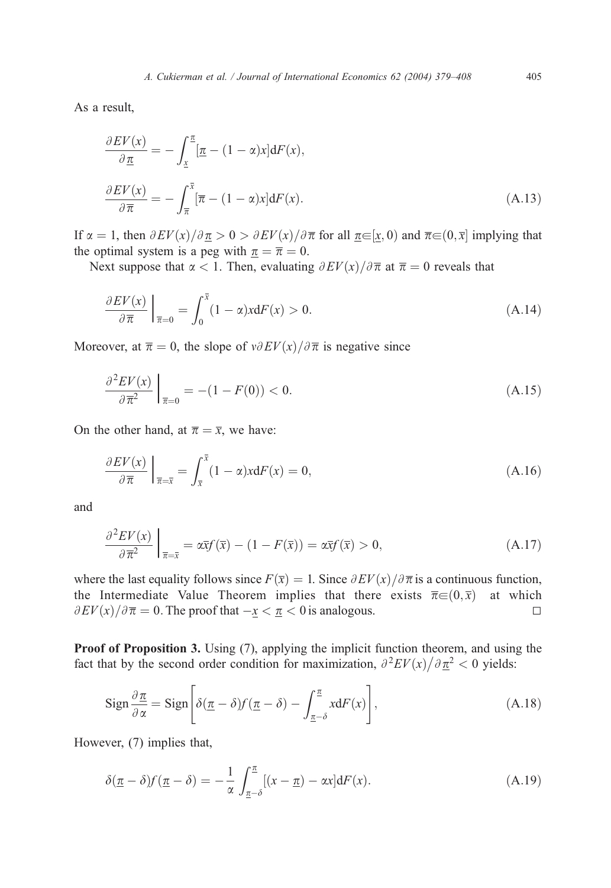As a result,

$$\frac{\partial EV(x)}{\partial \underline{\pi}} = -\int_{\underline{x}}^{\underline{\pi}} [\underline{\pi} - (1-\alpha)x] \mathrm{d}F(x),$$

$$\frac{\partial EV(x)}{\partial \overline{\pi}} = -\int_{\overline{\pi}}^{\overline{x}} [\overline{\pi} - (1-\alpha)x] \mathrm{d}F(x). \tag{A.13}$$

If $\alpha = 1$, then $\partial EV(x)/\partial \underline{\pi} > 0 > \partial EV(x)/\partial \overline{\pi}$ for all $\underline{\pi} \in [\underline{x}, 0)$ and $\overline{\pi} \in (0, \overline{x}]$ implying that the optimal system is a peg with $\underline{\pi} = \overline{\pi} = 0$.

Next suppose that $\alpha < 1$. Then, evaluating $\partial EV(x)/\partial \overline{\pi}$ at $\overline{\pi} = 0$ reveals that

$$\left.\frac{\partial EV(x)}{\partial \overline{\pi}}\right|_{\overline{\pi}=0} = \int_{0}^{\overline{x}} (1-\alpha)x \mathrm{d}F(x) > 0. \tag{A.14}$$

Moreover, at $\overline{\pi} = 0$, the slope of $v\partial EV(x)/\partial \overline{\pi}$ is negative since

$$\left.\frac{\partial^2 EV(x)}{\partial \overline{\pi}^2}\right|_{\overline{\pi}=0} = -(1 - F(0)) < 0. \tag{A.15}$$

On the other hand, at $\overline{\pi} = \overline{x}$, we have:

$$\left.\frac{\partial EV(x)}{\partial \overline{\pi}}\right|_{\overline{\pi}=\overline{x}} = \int_{\overline{x}}^{\overline{x}} (1-\alpha)x \mathrm{d}F(x) = 0, \tag{A.16}$$

and

$$\left.\frac{\partial^2 EV(x)}{\partial \overline{\pi}^2}\right|_{\overline{\pi}=\overline{x}} = \alpha\overline{x}f(\overline{x}) - (1 - F(\overline{x})) = \alpha\overline{x}f(\overline{x}) > 0, \tag{A.17}$$

where the last equality follows since $F(\overline{x}) = 1$. Since $\partial EV(x)/\partial \overline{\pi}$ is a continuous function, the Intermediate Value Theorem implies that there exists $\overline{\pi} \in (0, \overline{x})$ at which $\partial EV(x)/\partial \overline{\pi} = 0$. The proof that $-\underline{x} < \underline{\pi} < 0$ is analogous. □

**Proof of Proposition 3.** Using (7), applying the implicit function theorem, and using the fact that by the second order condition for maximization, $\partial^2 EV(x)/\partial \underline{\pi}^2 < 0$ yields:

$$\operatorname{Sign} \frac{\partial \underline{\pi}}{\partial \alpha} = \operatorname{Sign}\left[\delta(\underline{\pi} - \delta) f(\underline{\pi} - \delta) - \int_{\underline{\pi}-\delta}^{\underline{\pi}} x \mathrm{d}F(x)\right], \tag{A.18}$$

However, (7) implies that,

$$\delta(\underline{\pi} - \delta) f(\underline{\pi} - \delta) = -\frac{1}{\alpha} \int_{\underline{\pi}-\delta}^{\underline{\pi}} [(x - \underline{\pi}) - \alpha x] \mathrm{d}F(x). \tag{A.19}$$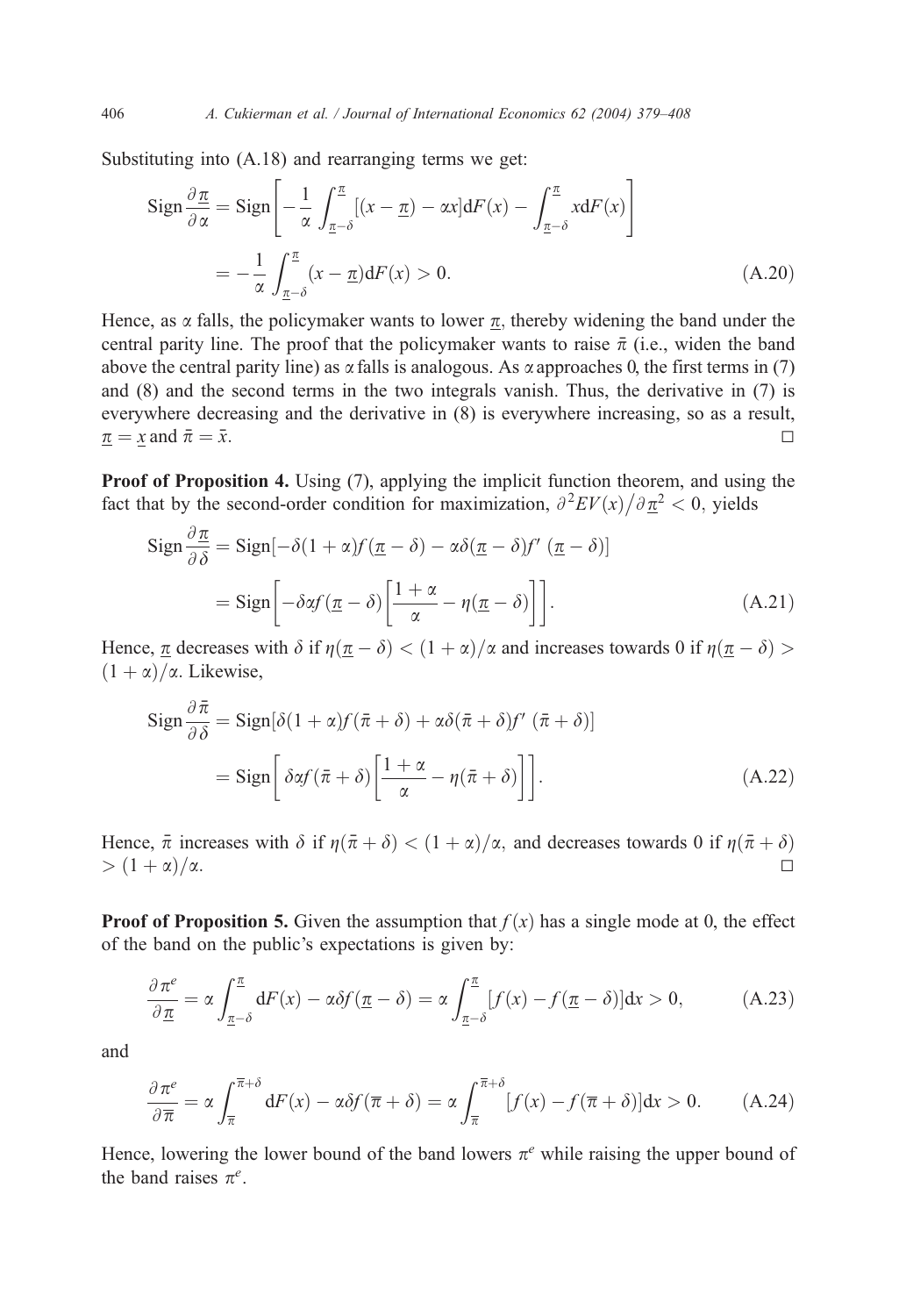Substituting into (A.18) and rearranging terms we get:

$$\operatorname{Sign}\frac{\partial \underline{\pi}}{\partial \alpha} = \operatorname{Sign}\left[-\frac{1}{\alpha}\int_{\underline{\pi}-\delta}^{\underline{\pi}}[(x-\underline{\pi})-\alpha x]\mathrm{d}F(x) - \int_{\underline{\pi}-\delta}^{\underline{\pi}} x\mathrm{d}F(x)\right]$$

$$= -\frac{1}{\alpha}\int_{\underline{\pi}-\delta}^{\underline{\pi}}(x-\underline{\pi})\mathrm{d}F(x) > 0. \tag{A.20}$$

Hence, as $\alpha$ falls, the policymaker wants to lower $\underline{\pi}$, thereby widening the band under the central parity line. The proof that the policymaker wants to raise $\bar{\pi}$ (i.e., widen the band above the central parity line) as $\alpha$ falls is analogous. As $\alpha$ approaches 0, the first terms in (7) and (8) and the second terms in the two integrals vanish. Thus, the derivative in (7) is everywhere decreasing and the derivative in (8) is everywhere increasing, so as a result, $\underline{\pi} = \underline{x}$ and $\bar{\pi} = \bar{x}$. □

**Proof of Proposition 4.** Using (7), applying the implicit function theorem, and using the fact that by the second-order condition for maximization, $\partial^2 EV(x)/\partial \underline{\pi}^2 < 0$, yields

$$\operatorname{Sign}\frac{\partial \underline{\pi}}{\partial \delta} = \operatorname{Sign}[-\delta(1+\alpha)f(\underline{\pi}-\delta) - \alpha\delta(\underline{\pi}-\delta)f'(\underline{\pi}-\delta)]$$

$$= \operatorname{Sign}\left[-\delta\alpha f(\underline{\pi}-\delta)\left[\frac{1+\alpha}{\alpha} - \eta(\underline{\pi}-\delta)\right]\right]. \tag{A.21}$$

Hence, $\underline{\pi}$ decreases with $\delta$ if $\eta(\underline{\pi}-\delta) < (1+\alpha)/\alpha$ and increases towards 0 if $\eta(\underline{\pi}-\delta) > (1+\alpha)/\alpha$. Likewise,

$$\operatorname{Sign}\frac{\partial \bar{\pi}}{\partial \delta} = \operatorname{Sign}[\delta(1+\alpha)f(\bar{\pi}+\delta) + \alpha\delta(\bar{\pi}+\delta)f'(\bar{\pi}+\delta)]$$

$$= \operatorname{Sign}\left[\delta\alpha f(\bar{\pi}+\delta)\left[\frac{1+\alpha}{\alpha} - \eta(\bar{\pi}+\delta)\right]\right]. \tag{A.22}$$

Hence, $\bar{\pi}$ increases with $\delta$ if $\eta(\bar{\pi}+\delta) < (1+\alpha)/\alpha$, and decreases towards 0 if $\eta(\bar{\pi}+\delta) > (1+\alpha)/\alpha$. □

**Proof of Proposition 5.** Given the assumption that $f(x)$ has a single mode at 0, the effect of the band on the public's expectations is given by:

$$\frac{\partial \pi^e}{\partial \underline{\pi}} = \alpha\int_{\underline{\pi}-\delta}^{\underline{\pi}}\mathrm{d}F(x) - \alpha\delta f(\underline{\pi}-\delta) = \alpha\int_{\underline{\pi}-\delta}^{\underline{\pi}}[f(x)-f(\underline{\pi}-\delta)]\mathrm{d}x > 0, \tag{A.23}$$

and

$$\frac{\partial \pi^e}{\partial \bar{\pi}} = \alpha\int_{\bar{\pi}}^{\bar{\pi}+\delta}\mathrm{d}F(x) - \alpha\delta f(\bar{\pi}+\delta) = \alpha\int_{\bar{\pi}}^{\bar{\pi}+\delta}[f(x)-f(\bar{\pi}+\delta)]\mathrm{d}x > 0. \tag{A.24}$$

Hence, lowering the lower bound of the band lowers $\pi^e$ while raising the upper bound of the band raises $\pi^e$.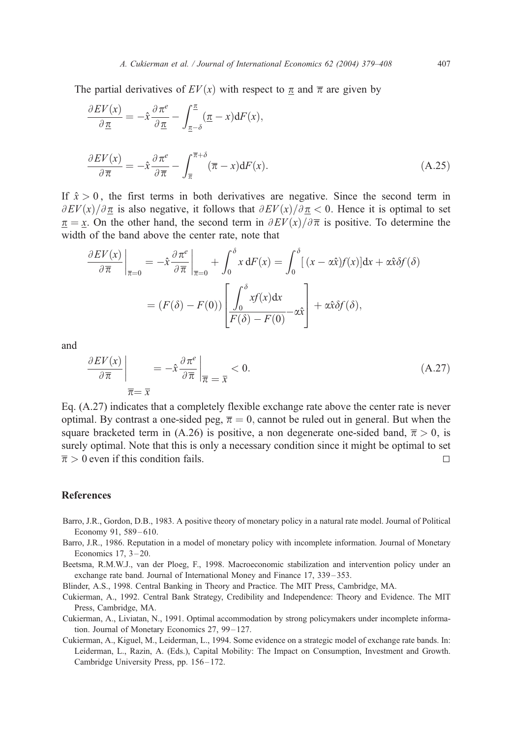The partial derivatives of $EV(x)$ with respect to $\underline{\pi}$ and $\overline{\pi}$ are given by

$$\frac{\partial EV(x)}{\partial \underline{\pi}} = -\hat{x}\frac{\partial \pi^e}{\partial \underline{\pi}} - \int_{\underline{\pi}-\delta}^{\underline{\pi}} (\underline{\pi} - x)\mathrm{d}F(x),$$

$$\frac{\partial EV(x)}{\partial \overline{\pi}} = -\hat{x}\frac{\partial \pi^e}{\partial \overline{\pi}} - \int_{\overline{\pi}}^{\overline{\pi}+\delta} (\overline{\pi} - x)\mathrm{d}F(x). \tag{A.25}$$

If $\hat{x} > 0$, the first terms in both derivatives are negative. Since the second term in $\partial EV(x)/\partial \underline{\pi}$ is also negative, it follows that $\partial EV(x)/\partial \underline{\pi} < 0$. Hence it is optimal to set $\underline{\pi} = \underline{x}$. On the other hand, the second term in $\partial EV(x)/\partial \overline{\pi}$ is positive. To determine the width of the band above the center rate, note that

$$\begin{aligned}\left.\frac{\partial EV(x)}{\partial \overline{\pi}}\right|_{\overline{\pi}=0} &= -\hat{x}\left.\frac{\partial \pi^e}{\partial \overline{\pi}}\right|_{\overline{\pi}=0} + \int_0^\delta x\,\mathrm{d}F(x) = \int_0^\delta [\,(x - \alpha\hat{x})f(x)]\mathrm{d}x + \alpha\hat{x}\delta f(\delta) \\ &= (F(\delta) - F(0))\left[\frac{\int_0^\delta xf(x)\mathrm{d}x}{F(\delta) - F(0)} - \alpha\hat{x}\right] + \alpha\hat{x}\delta f(\delta),\end{aligned}$$

and

$$\left.\frac{\partial EV(x)}{\partial \overline{\pi}}\right|_{\overline{\pi}=\overline{x}} = -\hat{x}\left.\frac{\partial \pi^e}{\partial \overline{\pi}}\right|_{\overline{\pi}=\overline{x}} < 0. \tag{A.27}$$

Eq. (A.27) indicates that a completely flexible exchange rate above the center rate is never optimal. By contrast a one-sided peg, $\overline{\pi} = 0$, cannot be ruled out in general. But when the square bracketed term in (A.26) is positive, a non degenerate one-sided band, $\overline{\pi} > 0$, is surely optimal. Note that this is only a necessary condition since it might be optimal to set $\overline{\pi} > 0$ even if this condition fails. □

## References

Barro, J.R., Gordon, D.B., 1983. A positive theory of monetary policy in a natural rate model. Journal of Political Economy 91, 589–610.

Barro, J.R., 1986. Reputation in a model of monetary policy with incomplete information. Journal of Monetary Economics 17, 3–20.

Beetsma, R.M.W.J., van der Ploeg, F., 1998. Macroeconomic stabilization and intervention policy under an exchange rate band. Journal of International Money and Finance 17, 339–353.

Blinder, A.S., 1998. Central Banking in Theory and Practice. The MIT Press, Cambridge, MA.

Cukierman, A., 1992. Central Bank Strategy, Credibility and Independence: Theory and Evidence. The MIT Press, Cambridge, MA.

Cukierman, A., Liviatan, N., 1991. Optimal accommodation by strong policymakers under incomplete information. Journal of Monetary Economics 27, 99–127.

Cukierman, A., Kiguel, M., Leiderman, L., 1994. Some evidence on a strategic model of exchange rate bands. In: Leiderman, L., Razin, A. (Eds.), Capital Mobility: The Impact on Consumption, Investment and Growth. Cambridge University Press, pp. 156–172.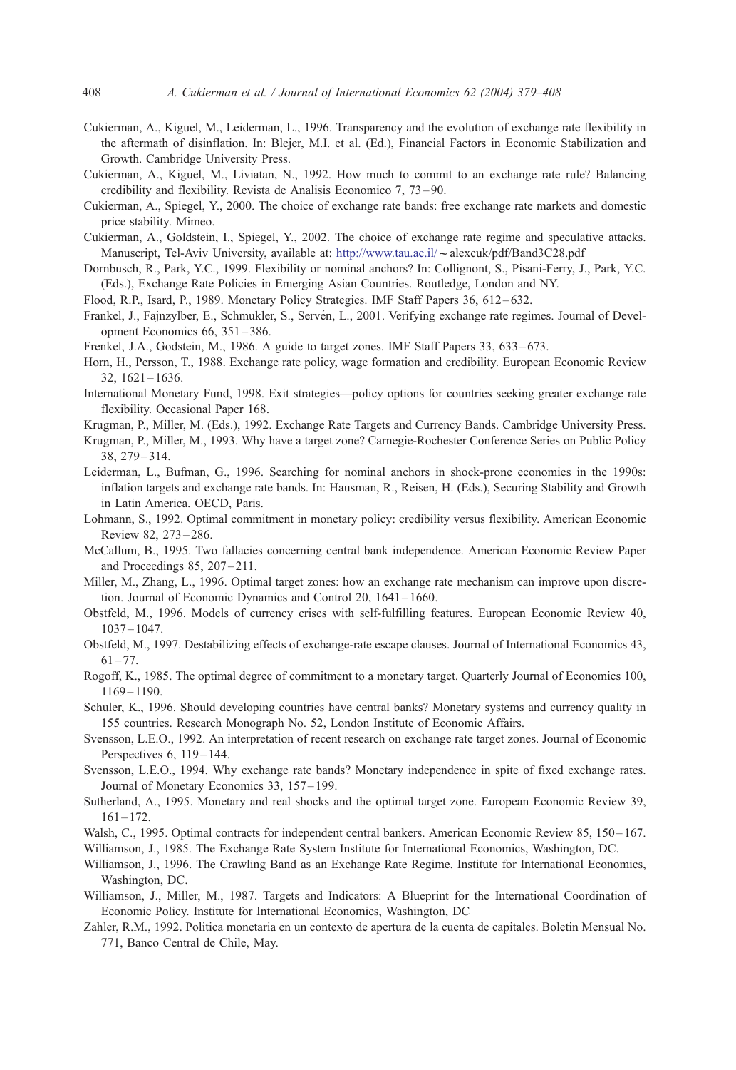Cukierman, A., Kiguel, M., Leiderman, L., 1996. Transparency and the evolution of exchange rate flexibility in the aftermath of disinflation. In: Blejer, M.I. et al. (Ed.), Financial Factors in Economic Stabilization and Growth. Cambridge University Press.

Cukierman, A., Kiguel, M., Liviatan, N., 1992. How much to commit to an exchange rate rule? Balancing credibility and flexibility. Revista de Analisis Economico 7, 73–90.

Cukierman, A., Spiegel, Y., 2000. The choice of exchange rate bands: free exchange rate markets and domestic price stability. Mimeo.

Cukierman, A., Goldstein, I., Spiegel, Y., 2002. The choice of exchange rate regime and speculative attacks. Manuscript, Tel-Aviv University, available at: http://www.tau.ac.il/~alexcuk/pdf/Band3C28.pdf

Dornbusch, R., Park, Y.C., 1999. Flexibility or nominal anchors? In: Collignont, S., Pisani-Ferry, J., Park, Y.C. (Eds.), Exchange Rate Policies in Emerging Asian Countries. Routledge, London and NY.

Flood, R.P., Isard, P., 1989. Monetary Policy Strategies. IMF Staff Papers 36, 612–632.

Frankel, J., Fajnzylber, E., Schmukler, S., Servén, L., 2001. Verifying exchange rate regimes. Journal of Development Economics 66, 351–386.

Frenkel, J.A., Godstein, M., 1986. A guide to target zones. IMF Staff Papers 33, 633–673.

Horn, H., Persson, T., 1988. Exchange rate policy, wage formation and credibility. European Economic Review 32, 1621–1636.

International Monetary Fund, 1998. Exit strategies—policy options for countries seeking greater exchange rate flexibility. Occasional Paper 168.

Krugman, P., Miller, M. (Eds.), 1992. Exchange Rate Targets and Currency Bands. Cambridge University Press.

Krugman, P., Miller, M., 1993. Why have a target zone? Carnegie-Rochester Conference Series on Public Policy 38, 279–314.

Leiderman, L., Bufman, G., 1996. Searching for nominal anchors in shock-prone economies in the 1990s: inflation targets and exchange rate bands. In: Hausman, R., Reisen, H. (Eds.), Securing Stability and Growth in Latin America. OECD, Paris.

Lohmann, S., 1992. Optimal commitment in monetary policy: credibility versus flexibility. American Economic Review 82, 273–286.

McCallum, B., 1995. Two fallacies concerning central bank independence. American Economic Review Paper and Proceedings 85, 207–211.

Miller, M., Zhang, L., 1996. Optimal target zones: how an exchange rate mechanism can improve upon discretion. Journal of Economic Dynamics and Control 20, 1641–1660.

Obstfeld, M., 1996. Models of currency crises with self-fulfilling features. European Economic Review 40, 1037–1047.

Obstfeld, M., 1997. Destabilizing effects of exchange-rate escape clauses. Journal of International Economics 43, 61–77.

Rogoff, K., 1985. The optimal degree of commitment to a monetary target. Quarterly Journal of Economics 100, 1169–1190.

Schuler, K., 1996. Should developing countries have central banks? Monetary systems and currency quality in 155 countries. Research Monograph No. 52, London Institute of Economic Affairs.

Svensson, L.E.O., 1992. An interpretation of recent research on exchange rate target zones. Journal of Economic Perspectives 6, 119–144.

Svensson, L.E.O., 1994. Why exchange rate bands? Monetary independence in spite of fixed exchange rates. Journal of Monetary Economics 33, 157–199.

Sutherland, A., 1995. Monetary and real shocks and the optimal target zone. European Economic Review 39, 161–172.

Walsh, C., 1995. Optimal contracts for independent central bankers. American Economic Review 85, 150–167.

Williamson, J., 1985. The Exchange Rate System Institute for International Economics, Washington, DC.

Williamson, J., 1996. The Crawling Band as an Exchange Rate Regime. Institute for International Economics, Washington, DC.

Williamson, J., Miller, M., 1987. Targets and Indicators: A Blueprint for the International Coordination of Economic Policy. Institute for International Economics, Washington, DC

Zahler, R.M., 1992. Politica monetaria en un contexto de apertura de la cuenta de capitales. Boletin Mensual No. 771, Banco Central de Chile, May.